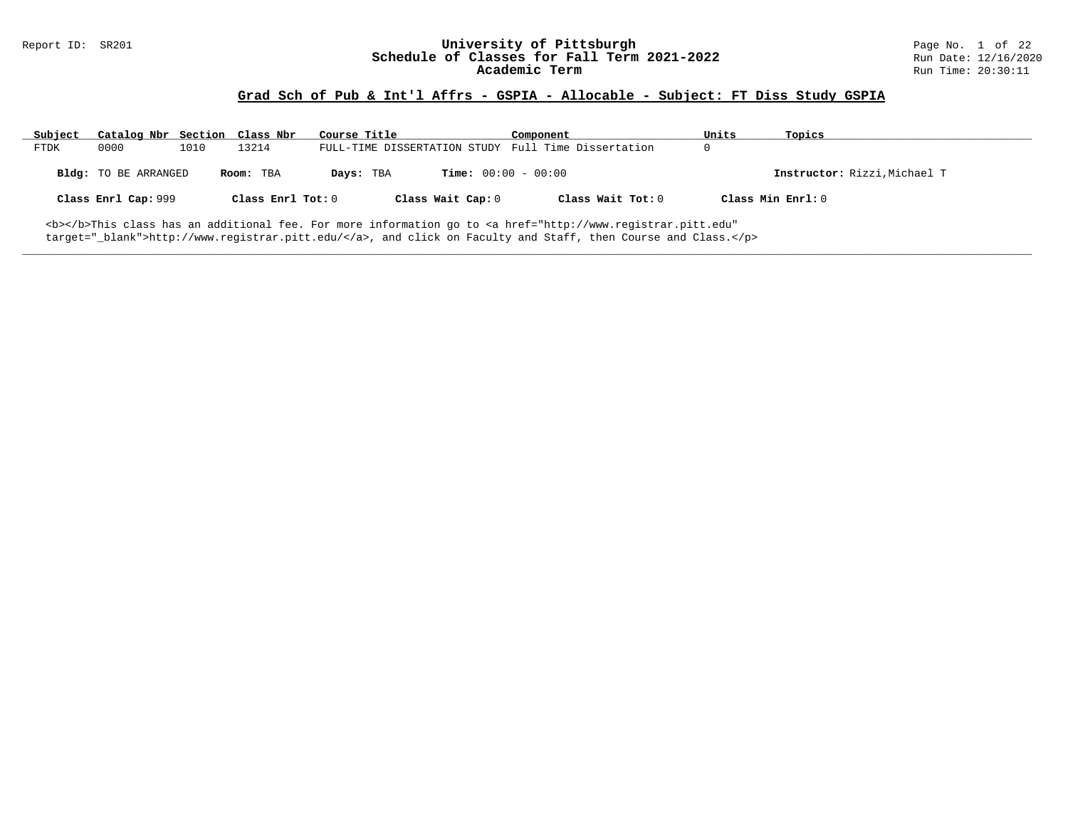# University of Pittsburgh
## Schedule of Classes for Fall Term 2021-2022
### Academic Term

Report ID: SR201

Run Date: 12/16/2020
Run Time: 20:30:11

## Grad Sch of Pub & Int'l Affrs - GSPIA - Allocable - Subject: FT Diss Study GSPIA

| Subject | Catalog Nbr | Section | Class Nbr | Course Title | Component | Units | Topics |
|---|---|---|---|---|---|---|---|
| FTDK | 0000 | 1010 | 13214 | FULL-TIME DISSERTATION STUDY | Full Time Dissertation | 0 | |

**Bldg:** TO BE ARRANGED **Room:** TBA **Days:** TBA **Time:** 00:00 - 00:00 **Instructor:** Rizzi,Michael T

**Class Enrl Cap:** 999 **Class Enrl Tot:** 0 **Class Wait Cap:** 0 **Class Wait Tot:** 0 **Class Min Enrl:** 0

<b></b>This class has an additional fee. For more information go to <a href="http://www.registrar.pitt.edu" target="_blank">http://www.registrar.pitt.edu/</a>, and click on Faculty and Staff, then Course and Class.</p>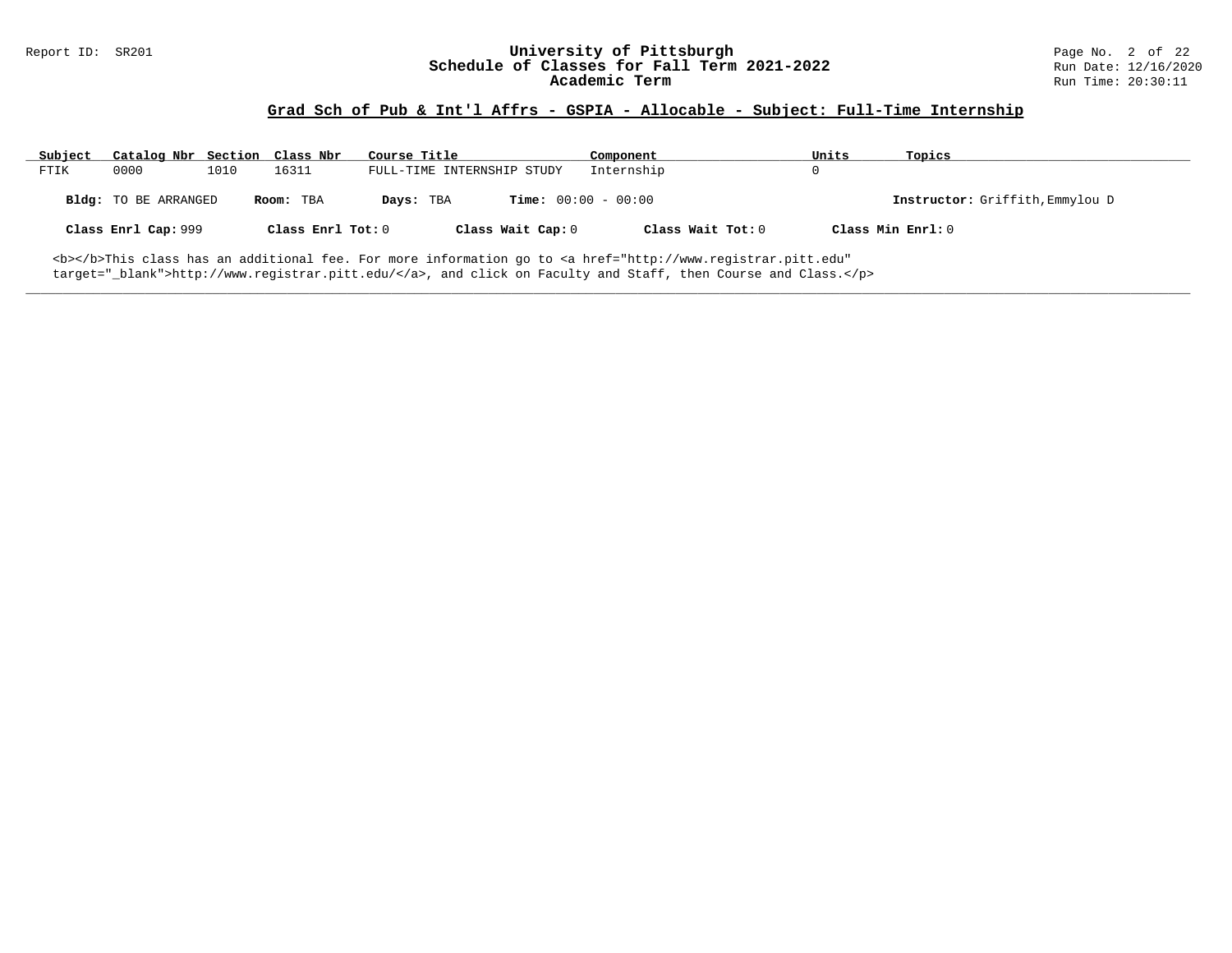## Grad Sch of Pub & Int'l Affrs - GSPIA - Allocable - Subject: Full-Time Internship

| Subject | Catalog Nbr | Section | Class Nbr | Course Title | Component | Units | Topics |
|---|---|---|---|---|---|---|---|
| FTIK | 0000 | 1010 | 16311 | FULL-TIME INTERNSHIP STUDY | Internship | 0 | |

**Bldg:** TO BE ARRANGED **Room:** TBA **Days:** TBA **Time:** 00:00 - 00:00 **Instructor:** Griffith,Emmylou D

**Class Enrl Cap:** 999 **Class Enrl Tot:** 0 **Class Wait Cap:** 0 **Class Wait Tot:** 0 **Class Min Enrl:** 0

<b></b>This class has an additional fee. For more information go to <a href="http://www.registrar.pitt.edu" target="_blank">http://www.registrar.pitt.edu/</a>, and click on Faculty and Staff, then Course and Class.</p>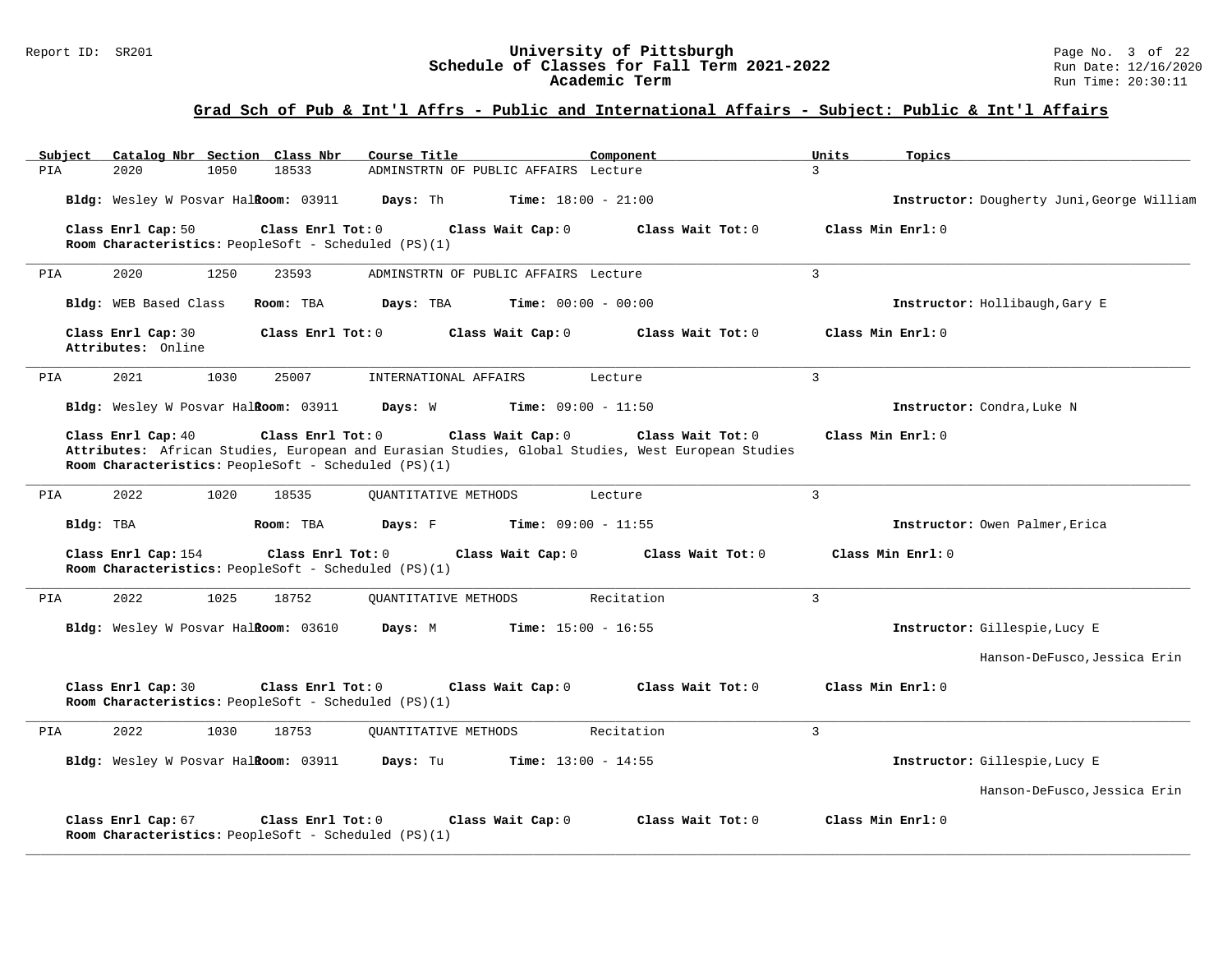# University of Pittsburgh
## Schedule of Classes for Fall Term 2021-2022
### Academic Term

Report ID: SR201 — Run Date: 12/16/2020 — Run Time: 20:30:11

## Grad Sch of Pub & Int'l Affrs - Public and International Affairs - Subject: Public & Int'l Affairs

| Subject | Catalog Nbr | Section | Class Nbr | Course Title | Component | Units | Topics |
|---|---|---|---|---|---|---|---|
| PIA | 2020 | 1050 | 18533 | ADMINSTRTN OF PUBLIC AFFAIRS | Lecture | 3 | |

**Bldg:** Wesley W Posvar Hall **Room:** 03911 **Days:** Th **Time:** 18:00 - 21:00 **Instructor:** Dougherty Juni,George William

**Class Enrl Cap:** 50 **Class Enrl Tot:** 0 **Class Wait Cap:** 0 **Class Wait Tot:** 0 **Class Min Enrl:** 0
**Room Characteristics:** PeopleSoft - Scheduled (PS)(1)

---

| Subject | Catalog Nbr | Section | Class Nbr | Course Title | Component | Units | Topics |
|---|---|---|---|---|---|---|---|
| PIA | 2020 | 1250 | 23593 | ADMINSTRTN OF PUBLIC AFFAIRS | Lecture | 3 | |

**Bldg:** WEB Based Class **Room:** TBA **Days:** TBA **Time:** 00:00 - 00:00 **Instructor:** Hollibaugh,Gary E

**Class Enrl Cap:** 30 **Class Enrl Tot:** 0 **Class Wait Cap:** 0 **Class Wait Tot:** 0 **Class Min Enrl:** 0
**Attributes:** Online

---

| Subject | Catalog Nbr | Section | Class Nbr | Course Title | Component | Units | Topics |
|---|---|---|---|---|---|---|---|
| PIA | 2021 | 1030 | 25007 | INTERNATIONAL AFFAIRS | Lecture | 3 | |

**Bldg:** Wesley W Posvar Hall **Room:** 03911 **Days:** W **Time:** 09:00 - 11:50 **Instructor:** Condra,Luke N

**Class Enrl Cap:** 40 **Class Enrl Tot:** 0 **Class Wait Cap:** 0 **Class Wait Tot:** 0 **Class Min Enrl:** 0
**Attributes:** African Studies, European and Eurasian Studies, Global Studies, West European Studies
**Room Characteristics:** PeopleSoft - Scheduled (PS)(1)

---

| Subject | Catalog Nbr | Section | Class Nbr | Course Title | Component | Units | Topics |
|---|---|---|---|---|---|---|---|
| PIA | 2022 | 1020 | 18535 | QUANTITATIVE METHODS | Lecture | 3 | |

**Bldg:** TBA **Room:** TBA **Days:** F **Time:** 09:00 - 11:55 **Instructor:** Owen Palmer,Erica

**Class Enrl Cap:** 154 **Class Enrl Tot:** 0 **Class Wait Cap:** 0 **Class Wait Tot:** 0 **Class Min Enrl:** 0
**Room Characteristics:** PeopleSoft - Scheduled (PS)(1)

---

| Subject | Catalog Nbr | Section | Class Nbr | Course Title | Component | Units | Topics |
|---|---|---|---|---|---|---|---|
| PIA | 2022 | 1025 | 18752 | QUANTITATIVE METHODS | Recitation | 3 | |

**Bldg:** Wesley W Posvar Hall **Room:** 03610 **Days:** M **Time:** 15:00 - 16:55 **Instructor:** Gillespie,Lucy E; Hanson-DeFusco,Jessica Erin

**Class Enrl Cap:** 30 **Class Enrl Tot:** 0 **Class Wait Cap:** 0 **Class Wait Tot:** 0 **Class Min Enrl:** 0
**Room Characteristics:** PeopleSoft - Scheduled (PS)(1)

---

| Subject | Catalog Nbr | Section | Class Nbr | Course Title | Component | Units | Topics |
|---|---|---|---|---|---|---|---|
| PIA | 2022 | 1030 | 18753 | QUANTITATIVE METHODS | Recitation | 3 | |

**Bldg:** Wesley W Posvar Hall **Room:** 03911 **Days:** Tu **Time:** 13:00 - 14:55 **Instructor:** Gillespie,Lucy E; Hanson-DeFusco,Jessica Erin

**Class Enrl Cap:** 67 **Class Enrl Tot:** 0 **Class Wait Cap:** 0 **Class Wait Tot:** 0 **Class Min Enrl:** 0
**Room Characteristics:** PeopleSoft - Scheduled (PS)(1)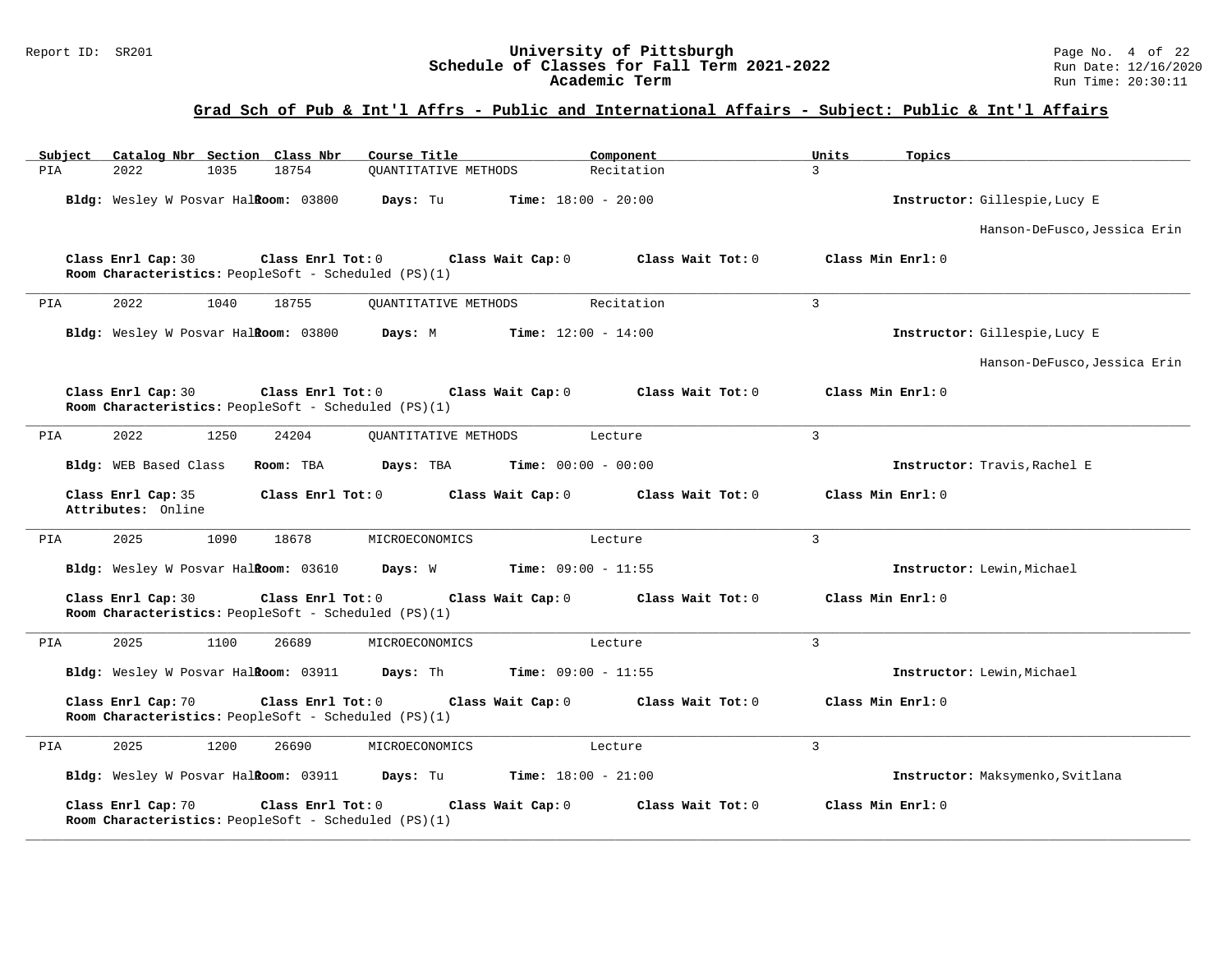## Grad Sch of Pub & Int'l Affrs - Public and International Affairs - Subject: Public & Int'l Affairs

| Subject | Catalog Nbr | Section | Class Nbr | Course Title | Component | Units | Topics |
|---|---|---|---|---|---|---|---|
| PIA | 2022 | 1035 | 18754 | QUANTITATIVE METHODS | Recitation | 3 | |

**Bldg:** Wesley W Posvar Hall **Room:** 03800 **Days:** Tu **Time:** 18:00 - 20:00 **Instructor:** Gillespie,Lucy E; Hanson-DeFusco,Jessica Erin

**Class Enrl Cap:** 30 **Class Enrl Tot:** 0 **Class Wait Cap:** 0 **Class Wait Tot:** 0 **Class Min Enrl:** 0
**Room Characteristics:** PeopleSoft - Scheduled (PS)(1)

---

| Subject | Catalog Nbr | Section | Class Nbr | Course Title | Component | Units | Topics |
|---|---|---|---|---|---|---|---|
| PIA | 2022 | 1040 | 18755 | QUANTITATIVE METHODS | Recitation | 3 | |

**Bldg:** Wesley W Posvar Hall **Room:** 03800 **Days:** M **Time:** 12:00 - 14:00 **Instructor:** Gillespie,Lucy E; Hanson-DeFusco,Jessica Erin

**Class Enrl Cap:** 30 **Class Enrl Tot:** 0 **Class Wait Cap:** 0 **Class Wait Tot:** 0 **Class Min Enrl:** 0
**Room Characteristics:** PeopleSoft - Scheduled (PS)(1)

---

| Subject | Catalog Nbr | Section | Class Nbr | Course Title | Component | Units | Topics |
|---|---|---|---|---|---|---|---|
| PIA | 2022 | 1250 | 24204 | QUANTITATIVE METHODS | Lecture | 3 | |

**Bldg:** WEB Based Class **Room:** TBA **Days:** TBA **Time:** 00:00 - 00:00 **Instructor:** Travis,Rachel E

**Class Enrl Cap:** 35 **Class Enrl Tot:** 0 **Class Wait Cap:** 0 **Class Wait Tot:** 0 **Class Min Enrl:** 0
**Attributes:** Online

---

| Subject | Catalog Nbr | Section | Class Nbr | Course Title | Component | Units | Topics |
|---|---|---|---|---|---|---|---|
| PIA | 2025 | 1090 | 18678 | MICROECONOMICS | Lecture | 3 | |

**Bldg:** Wesley W Posvar Hall **Room:** 03610 **Days:** W **Time:** 09:00 - 11:55 **Instructor:** Lewin,Michael

**Class Enrl Cap:** 30 **Class Enrl Tot:** 0 **Class Wait Cap:** 0 **Class Wait Tot:** 0 **Class Min Enrl:** 0
**Room Characteristics:** PeopleSoft - Scheduled (PS)(1)

---

| Subject | Catalog Nbr | Section | Class Nbr | Course Title | Component | Units | Topics |
|---|---|---|---|---|---|---|---|
| PIA | 2025 | 1100 | 26689 | MICROECONOMICS | Lecture | 3 | |

**Bldg:** Wesley W Posvar Hall **Room:** 03911 **Days:** Th **Time:** 09:00 - 11:55 **Instructor:** Lewin,Michael

**Class Enrl Cap:** 70 **Class Enrl Tot:** 0 **Class Wait Cap:** 0 **Class Wait Tot:** 0 **Class Min Enrl:** 0
**Room Characteristics:** PeopleSoft - Scheduled (PS)(1)

---

| Subject | Catalog Nbr | Section | Class Nbr | Course Title | Component | Units | Topics |
|---|---|---|---|---|---|---|---|
| PIA | 2025 | 1200 | 26690 | MICROECONOMICS | Lecture | 3 | |

**Bldg:** Wesley W Posvar Hall **Room:** 03911 **Days:** Tu **Time:** 18:00 - 21:00 **Instructor:** Maksymenko,Svitlana

**Class Enrl Cap:** 70 **Class Enrl Tot:** 0 **Class Wait Cap:** 0 **Class Wait Tot:** 0 **Class Min Enrl:** 0
**Room Characteristics:** PeopleSoft - Scheduled (PS)(1)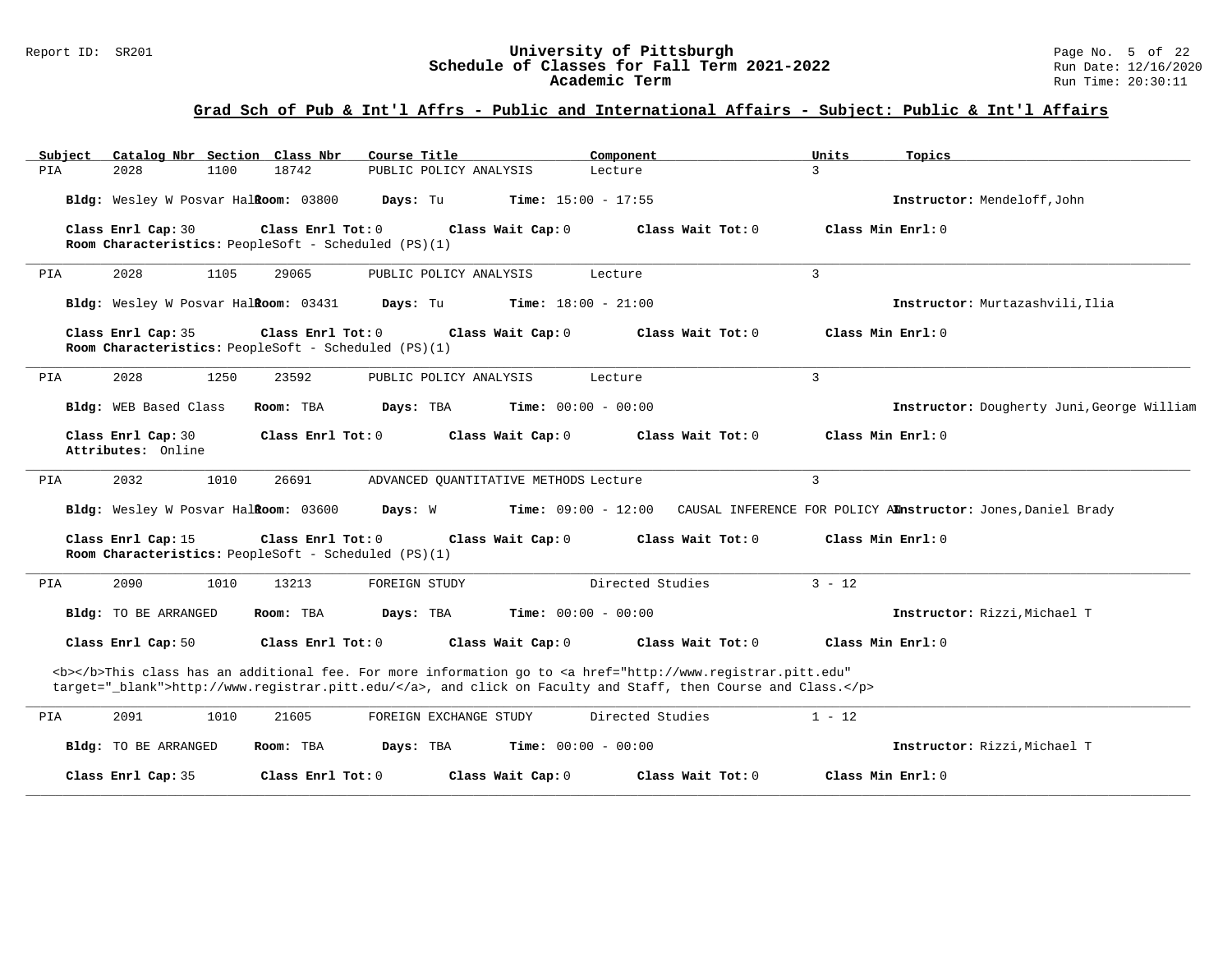## Grad Sch of Pub & Int'l Affrs - Public and International Affairs - Subject: Public & Int'l Affairs

| Subject | Catalog Nbr | Section | Class Nbr | Course Title | Component | Units | Topics |
|---|---|---|---|---|---|---|---|
| PIA | 2028 | 1100 | 18742 | PUBLIC POLICY ANALYSIS | Lecture | 3 | |

**Bldg:** Wesley W Posvar Hall **Room:** 03800 **Days:** Tu **Time:** 15:00 - 17:55 **Instructor:** Mendeloff,John

**Class Enrl Cap:** 30 **Class Enrl Tot:** 0 **Class Wait Cap:** 0 **Class Wait Tot:** 0 **Class Min Enrl:** 0
**Room Characteristics:** PeopleSoft - Scheduled (PS)(1)

---

| Subject | Catalog Nbr | Section | Class Nbr | Course Title | Component | Units | Topics |
|---|---|---|---|---|---|---|---|
| PIA | 2028 | 1105 | 29065 | PUBLIC POLICY ANALYSIS | Lecture | 3 | |

**Bldg:** Wesley W Posvar Hall **Room:** 03431 **Days:** Tu **Time:** 18:00 - 21:00 **Instructor:** Murtazashvili,Ilia

**Class Enrl Cap:** 35 **Class Enrl Tot:** 0 **Class Wait Cap:** 0 **Class Wait Tot:** 0 **Class Min Enrl:** 0
**Room Characteristics:** PeopleSoft - Scheduled (PS)(1)

---

| Subject | Catalog Nbr | Section | Class Nbr | Course Title | Component | Units | Topics |
|---|---|---|---|---|---|---|---|
| PIA | 2028 | 1250 | 23592 | PUBLIC POLICY ANALYSIS | Lecture | 3 | |

**Bldg:** WEB Based Class **Room:** TBA **Days:** TBA **Time:** 00:00 - 00:00 **Instructor:** Dougherty Juni,George William

**Class Enrl Cap:** 30 **Class Enrl Tot:** 0 **Class Wait Cap:** 0 **Class Wait Tot:** 0 **Class Min Enrl:** 0
**Attributes:** Online

---

| Subject | Catalog Nbr | Section | Class Nbr | Course Title | Component | Units | Topics |
|---|---|---|---|---|---|---|---|
| PIA | 2032 | 1010 | 26691 | ADVANCED QUANTITATIVE METHODS | Lecture | 3 | CAUSAL INFERENCE FOR POLICY A |

**Bldg:** Wesley W Posvar Hall **Room:** 03600 **Days:** W **Time:** 09:00 - 12:00 **Instructor:** Jones,Daniel Brady

**Class Enrl Cap:** 15 **Class Enrl Tot:** 0 **Class Wait Cap:** 0 **Class Wait Tot:** 0 **Class Min Enrl:** 0
**Room Characteristics:** PeopleSoft - Scheduled (PS)(1)

---

| Subject | Catalog Nbr | Section | Class Nbr | Course Title | Component | Units | Topics |
|---|---|---|---|---|---|---|---|
| PIA | 2090 | 1010 | 13213 | FOREIGN STUDY | Directed Studies | 3 - 12 | |

**Bldg:** TO BE ARRANGED **Room:** TBA **Days:** TBA **Time:** 00:00 - 00:00 **Instructor:** Rizzi,Michael T

**Class Enrl Cap:** 50 **Class Enrl Tot:** 0 **Class Wait Cap:** 0 **Class Wait Tot:** 0 **Class Min Enrl:** 0

<b></b>This class has an additional fee. For more information go to <a href="http://www.registrar.pitt.edu" target="_blank">http://www.registrar.pitt.edu/</a>, and click on Faculty and Staff, then Course and Class.</p>

---

| Subject | Catalog Nbr | Section | Class Nbr | Course Title | Component | Units | Topics |
|---|---|---|---|---|---|---|---|
| PIA | 2091 | 1010 | 21605 | FOREIGN EXCHANGE STUDY | Directed Studies | 1 - 12 | |

**Bldg:** TO BE ARRANGED **Room:** TBA **Days:** TBA **Time:** 00:00 - 00:00 **Instructor:** Rizzi,Michael T

**Class Enrl Cap:** 35 **Class Enrl Tot:** 0 **Class Wait Cap:** 0 **Class Wait Tot:** 0 **Class Min Enrl:** 0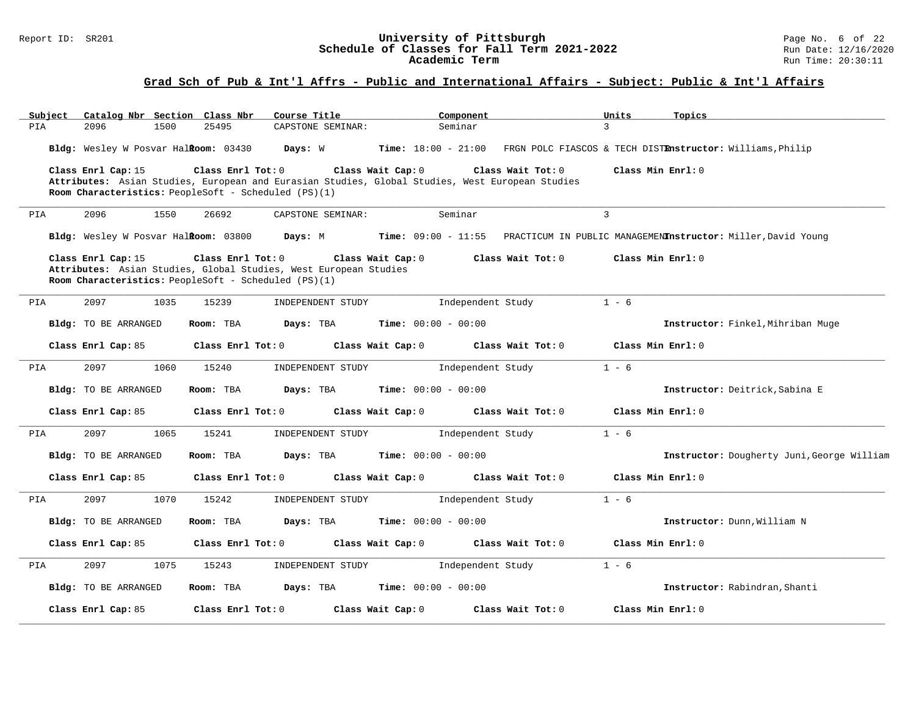## Grad Sch of Pub & Int'l Affrs - Public and International Affairs - Subject: Public & Int'l Affairs

| Subject | Catalog Nbr | Section | Class Nbr | Course Title | Component | Units | Topics |
|---|---|---|---|---|---|---|---|
| PIA | 2096 | 1500 | 25495 | CAPSTONE SEMINAR: | Seminar | 3 | |

**Bldg:** Wesley W Posvar Hall **Room:** 03430 **Days:** W **Time:** 18:00 - 21:00 FRGN POLC FIASCOS & TECH DISTR **Instructor:** Williams,Philip

**Class Enrl Cap:** 15 **Class Enrl Tot:** 0 **Class Wait Cap:** 0 **Class Wait Tot:** 0 **Class Min Enrl:** 0

**Attributes:** Asian Studies, European and Eurasian Studies, Global Studies, West European Studies

**Room Characteristics:** PeopleSoft - Scheduled (PS)(1)

---

| Subject | Catalog Nbr | Section | Class Nbr | Course Title | Component | Units | Topics |
|---|---|---|---|---|---|---|---|
| PIA | 2096 | 1550 | 26692 | CAPSTONE SEMINAR: | Seminar | 3 | |

**Bldg:** Wesley W Posvar Hall **Room:** 03800 **Days:** M **Time:** 09:00 - 11:55 PRACTICUM IN PUBLIC MANAGEMENT **Instructor:** Miller,David Young

**Class Enrl Cap:** 15 **Class Enrl Tot:** 0 **Class Wait Cap:** 0 **Class Wait Tot:** 0 **Class Min Enrl:** 0

**Attributes:** Asian Studies, Global Studies, West European Studies

**Room Characteristics:** PeopleSoft - Scheduled (PS)(1)

---

| Subject | Catalog Nbr | Section | Class Nbr | Course Title | Component | Units | Topics |
|---|---|---|---|---|---|---|---|
| PIA | 2097 | 1035 | 15239 | INDEPENDENT STUDY | Independent Study | 1 - 6 | |

**Bldg:** TO BE ARRANGED **Room:** TBA **Days:** TBA **Time:** 00:00 - 00:00 **Instructor:** Finkel,Mihriban Muge

**Class Enrl Cap:** 85 **Class Enrl Tot:** 0 **Class Wait Cap:** 0 **Class Wait Tot:** 0 **Class Min Enrl:** 0

---

| Subject | Catalog Nbr | Section | Class Nbr | Course Title | Component | Units | Topics |
|---|---|---|---|---|---|---|---|
| PIA | 2097 | 1060 | 15240 | INDEPENDENT STUDY | Independent Study | 1 - 6 | |

**Bldg:** TO BE ARRANGED **Room:** TBA **Days:** TBA **Time:** 00:00 - 00:00 **Instructor:** Deitrick,Sabina E

**Class Enrl Cap:** 85 **Class Enrl Tot:** 0 **Class Wait Cap:** 0 **Class Wait Tot:** 0 **Class Min Enrl:** 0

---

| Subject | Catalog Nbr | Section | Class Nbr | Course Title | Component | Units | Topics |
|---|---|---|---|---|---|---|---|
| PIA | 2097 | 1065 | 15241 | INDEPENDENT STUDY | Independent Study | 1 - 6 | |

**Bldg:** TO BE ARRANGED **Room:** TBA **Days:** TBA **Time:** 00:00 - 00:00 **Instructor:** Dougherty Juni,George William

**Class Enrl Cap:** 85 **Class Enrl Tot:** 0 **Class Wait Cap:** 0 **Class Wait Tot:** 0 **Class Min Enrl:** 0

---

| Subject | Catalog Nbr | Section | Class Nbr | Course Title | Component | Units | Topics |
|---|---|---|---|---|---|---|---|
| PIA | 2097 | 1070 | 15242 | INDEPENDENT STUDY | Independent Study | 1 - 6 | |

**Bldg:** TO BE ARRANGED **Room:** TBA **Days:** TBA **Time:** 00:00 - 00:00 **Instructor:** Dunn,William N

**Class Enrl Cap:** 85 **Class Enrl Tot:** 0 **Class Wait Cap:** 0 **Class Wait Tot:** 0 **Class Min Enrl:** 0

---

| Subject | Catalog Nbr | Section | Class Nbr | Course Title | Component | Units | Topics |
|---|---|---|---|---|---|---|---|
| PIA | 2097 | 1075 | 15243 | INDEPENDENT STUDY | Independent Study | 1 - 6 | |

**Bldg:** TO BE ARRANGED **Room:** TBA **Days:** TBA **Time:** 00:00 - 00:00 **Instructor:** Rabindran,Shanti

**Class Enrl Cap:** 85 **Class Enrl Tot:** 0 **Class Wait Cap:** 0 **Class Wait Tot:** 0 **Class Min Enrl:** 0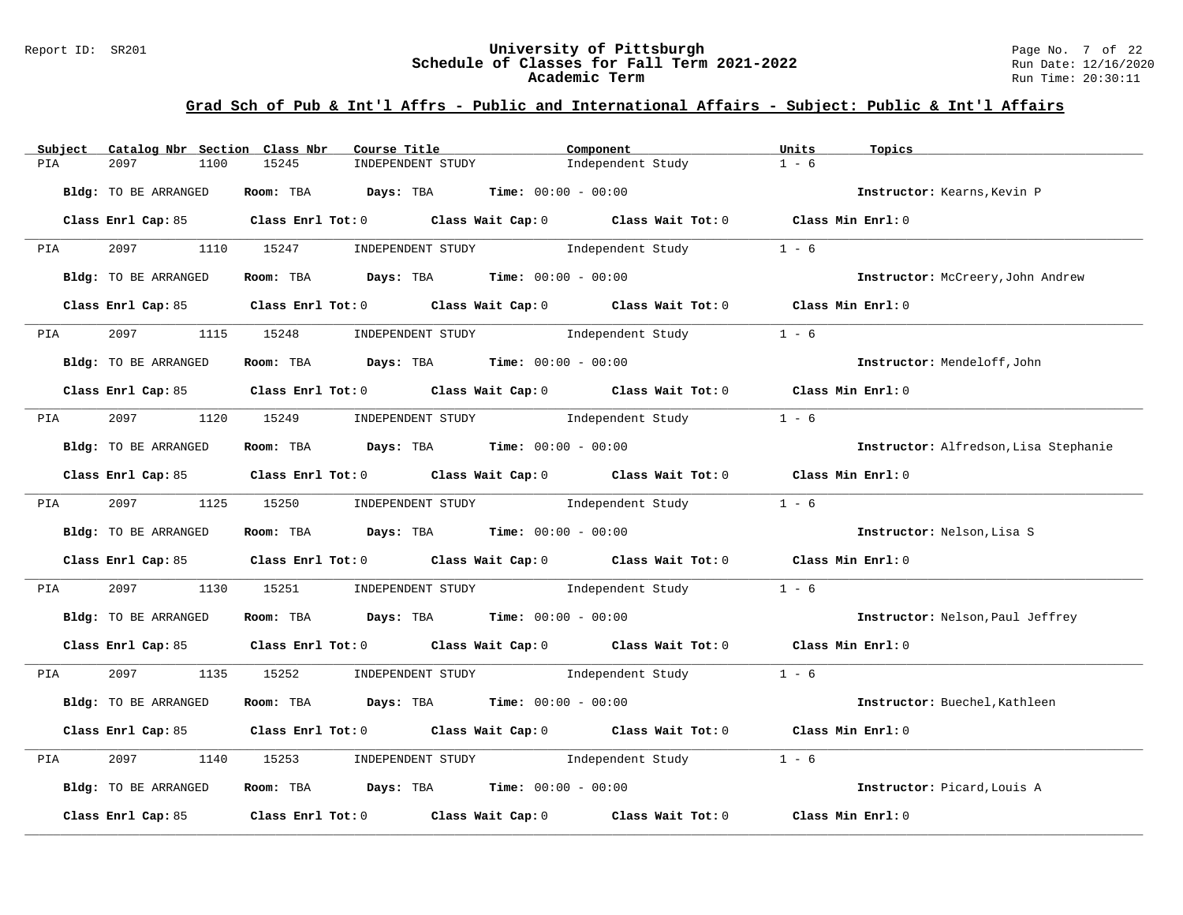## Grad Sch of Pub & Int'l Affrs - Public and International Affairs - Subject: Public & Int'l Affairs

| Subject | Catalog Nbr | Section | Class Nbr | Course Title | Component | Units | Topics |
|---|---|---|---|---|---|---|---|
| PIA | 2097 | 1100 | 15245 | INDEPENDENT STUDY | Independent Study | 1 - 6 | |

**Bldg:** TO BE ARRANGED **Room:** TBA **Days:** TBA **Time:** 00:00 - 00:00 **Instructor:** Kearns,Kevin P

**Class Enrl Cap:** 85 **Class Enrl Tot:** 0 **Class Wait Cap:** 0 **Class Wait Tot:** 0 **Class Min Enrl:** 0

| Subject | Catalog Nbr | Section | Class Nbr | Course Title | Component | Units | Topics |
|---|---|---|---|---|---|---|---|
| PIA | 2097 | 1110 | 15247 | INDEPENDENT STUDY | Independent Study | 1 - 6 | |

**Bldg:** TO BE ARRANGED **Room:** TBA **Days:** TBA **Time:** 00:00 - 00:00 **Instructor:** McCreery,John Andrew

**Class Enrl Cap:** 85 **Class Enrl Tot:** 0 **Class Wait Cap:** 0 **Class Wait Tot:** 0 **Class Min Enrl:** 0

| Subject | Catalog Nbr | Section | Class Nbr | Course Title | Component | Units | Topics |
|---|---|---|---|---|---|---|---|
| PIA | 2097 | 1115 | 15248 | INDEPENDENT STUDY | Independent Study | 1 - 6 | |

**Bldg:** TO BE ARRANGED **Room:** TBA **Days:** TBA **Time:** 00:00 - 00:00 **Instructor:** Mendeloff,John

**Class Enrl Cap:** 85 **Class Enrl Tot:** 0 **Class Wait Cap:** 0 **Class Wait Tot:** 0 **Class Min Enrl:** 0

| Subject | Catalog Nbr | Section | Class Nbr | Course Title | Component | Units | Topics |
|---|---|---|---|---|---|---|---|
| PIA | 2097 | 1120 | 15249 | INDEPENDENT STUDY | Independent Study | 1 - 6 | |

**Bldg:** TO BE ARRANGED **Room:** TBA **Days:** TBA **Time:** 00:00 - 00:00 **Instructor:** Alfredson,Lisa Stephanie

**Class Enrl Cap:** 85 **Class Enrl Tot:** 0 **Class Wait Cap:** 0 **Class Wait Tot:** 0 **Class Min Enrl:** 0

| Subject | Catalog Nbr | Section | Class Nbr | Course Title | Component | Units | Topics |
|---|---|---|---|---|---|---|---|
| PIA | 2097 | 1125 | 15250 | INDEPENDENT STUDY | Independent Study | 1 - 6 | |

**Bldg:** TO BE ARRANGED **Room:** TBA **Days:** TBA **Time:** 00:00 - 00:00 **Instructor:** Nelson,Lisa S

**Class Enrl Cap:** 85 **Class Enrl Tot:** 0 **Class Wait Cap:** 0 **Class Wait Tot:** 0 **Class Min Enrl:** 0

| Subject | Catalog Nbr | Section | Class Nbr | Course Title | Component | Units | Topics |
|---|---|---|---|---|---|---|---|
| PIA | 2097 | 1130 | 15251 | INDEPENDENT STUDY | Independent Study | 1 - 6 | |

**Bldg:** TO BE ARRANGED **Room:** TBA **Days:** TBA **Time:** 00:00 - 00:00 **Instructor:** Nelson,Paul Jeffrey

**Class Enrl Cap:** 85 **Class Enrl Tot:** 0 **Class Wait Cap:** 0 **Class Wait Tot:** 0 **Class Min Enrl:** 0

| Subject | Catalog Nbr | Section | Class Nbr | Course Title | Component | Units | Topics |
|---|---|---|---|---|---|---|---|
| PIA | 2097 | 1135 | 15252 | INDEPENDENT STUDY | Independent Study | 1 - 6 | |

**Bldg:** TO BE ARRANGED **Room:** TBA **Days:** TBA **Time:** 00:00 - 00:00 **Instructor:** Buechel,Kathleen

**Class Enrl Cap:** 85 **Class Enrl Tot:** 0 **Class Wait Cap:** 0 **Class Wait Tot:** 0 **Class Min Enrl:** 0

| Subject | Catalog Nbr | Section | Class Nbr | Course Title | Component | Units | Topics |
|---|---|---|---|---|---|---|---|
| PIA | 2097 | 1140 | 15253 | INDEPENDENT STUDY | Independent Study | 1 - 6 | |

**Bldg:** TO BE ARRANGED **Room:** TBA **Days:** TBA **Time:** 00:00 - 00:00 **Instructor:** Picard,Louis A

**Class Enrl Cap:** 85 **Class Enrl Tot:** 0 **Class Wait Cap:** 0 **Class Wait Tot:** 0 **Class Min Enrl:** 0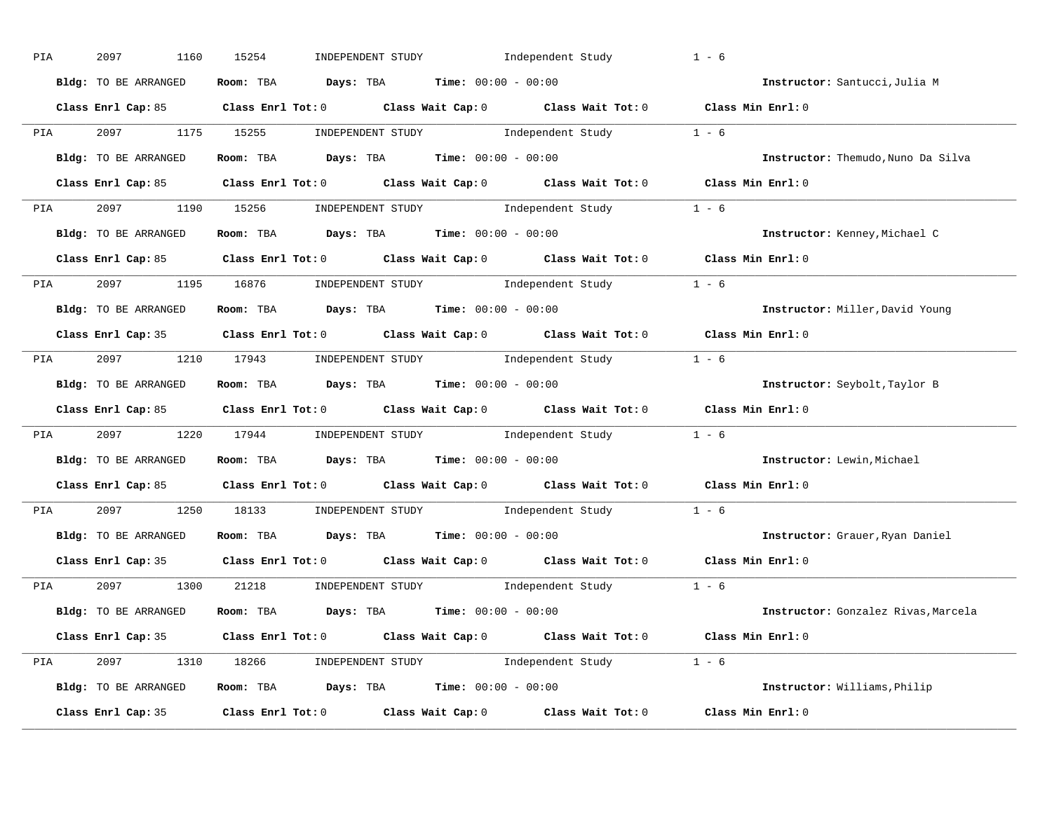PIA 2097 1160 15254 INDEPENDENT STUDY Independent Study 1 - 6

**Bldg:** TO BE ARRANGED **Room:** TBA **Days:** TBA **Time:** 00:00 - 00:00 **Instructor:** Santucci,Julia M

**Class Enrl Cap:** 85 **Class Enrl Tot:** 0 **Class Wait Cap:** 0 **Class Wait Tot:** 0 **Class Min Enrl:** 0

---

PIA 2097 1175 15255 INDEPENDENT STUDY Independent Study 1 - 6

**Bldg:** TO BE ARRANGED **Room:** TBA **Days:** TBA **Time:** 00:00 - 00:00 **Instructor:** Themudo,Nuno Da Silva

**Class Enrl Cap:** 85 **Class Enrl Tot:** 0 **Class Wait Cap:** 0 **Class Wait Tot:** 0 **Class Min Enrl:** 0

---

PIA 2097 1190 15256 INDEPENDENT STUDY Independent Study 1 - 6

**Bldg:** TO BE ARRANGED **Room:** TBA **Days:** TBA **Time:** 00:00 - 00:00 **Instructor:** Kenney,Michael C

**Class Enrl Cap:** 85 **Class Enrl Tot:** 0 **Class Wait Cap:** 0 **Class Wait Tot:** 0 **Class Min Enrl:** 0

---

PIA 2097 1195 16876 INDEPENDENT STUDY Independent Study 1 - 6

**Bldg:** TO BE ARRANGED **Room:** TBA **Days:** TBA **Time:** 00:00 - 00:00 **Instructor:** Miller,David Young

**Class Enrl Cap:** 35 **Class Enrl Tot:** 0 **Class Wait Cap:** 0 **Class Wait Tot:** 0 **Class Min Enrl:** 0

---

PIA 2097 1210 17943 INDEPENDENT STUDY Independent Study 1 - 6

**Bldg:** TO BE ARRANGED **Room:** TBA **Days:** TBA **Time:** 00:00 - 00:00 **Instructor:** Seybolt,Taylor B

**Class Enrl Cap:** 85 **Class Enrl Tot:** 0 **Class Wait Cap:** 0 **Class Wait Tot:** 0 **Class Min Enrl:** 0

---

PIA 2097 1220 17944 INDEPENDENT STUDY Independent Study 1 - 6

**Bldg:** TO BE ARRANGED **Room:** TBA **Days:** TBA **Time:** 00:00 - 00:00 **Instructor:** Lewin,Michael

**Class Enrl Cap:** 85 **Class Enrl Tot:** 0 **Class Wait Cap:** 0 **Class Wait Tot:** 0 **Class Min Enrl:** 0

---

PIA 2097 1250 18133 INDEPENDENT STUDY Independent Study 1 - 6

**Bldg:** TO BE ARRANGED **Room:** TBA **Days:** TBA **Time:** 00:00 - 00:00 **Instructor:** Grauer,Ryan Daniel

**Class Enrl Cap:** 35 **Class Enrl Tot:** 0 **Class Wait Cap:** 0 **Class Wait Tot:** 0 **Class Min Enrl:** 0

---

PIA 2097 1300 21218 INDEPENDENT STUDY Independent Study 1 - 6

**Bldg:** TO BE ARRANGED **Room:** TBA **Days:** TBA **Time:** 00:00 - 00:00 **Instructor:** Gonzalez Rivas,Marcela

**Class Enrl Cap:** 35 **Class Enrl Tot:** 0 **Class Wait Cap:** 0 **Class Wait Tot:** 0 **Class Min Enrl:** 0

---

PIA 2097 1310 18266 INDEPENDENT STUDY Independent Study 1 - 6

**Bldg:** TO BE ARRANGED **Room:** TBA **Days:** TBA **Time:** 00:00 - 00:00 **Instructor:** Williams,Philip

**Class Enrl Cap:** 35 **Class Enrl Tot:** 0 **Class Wait Cap:** 0 **Class Wait Tot:** 0 **Class Min Enrl:** 0

---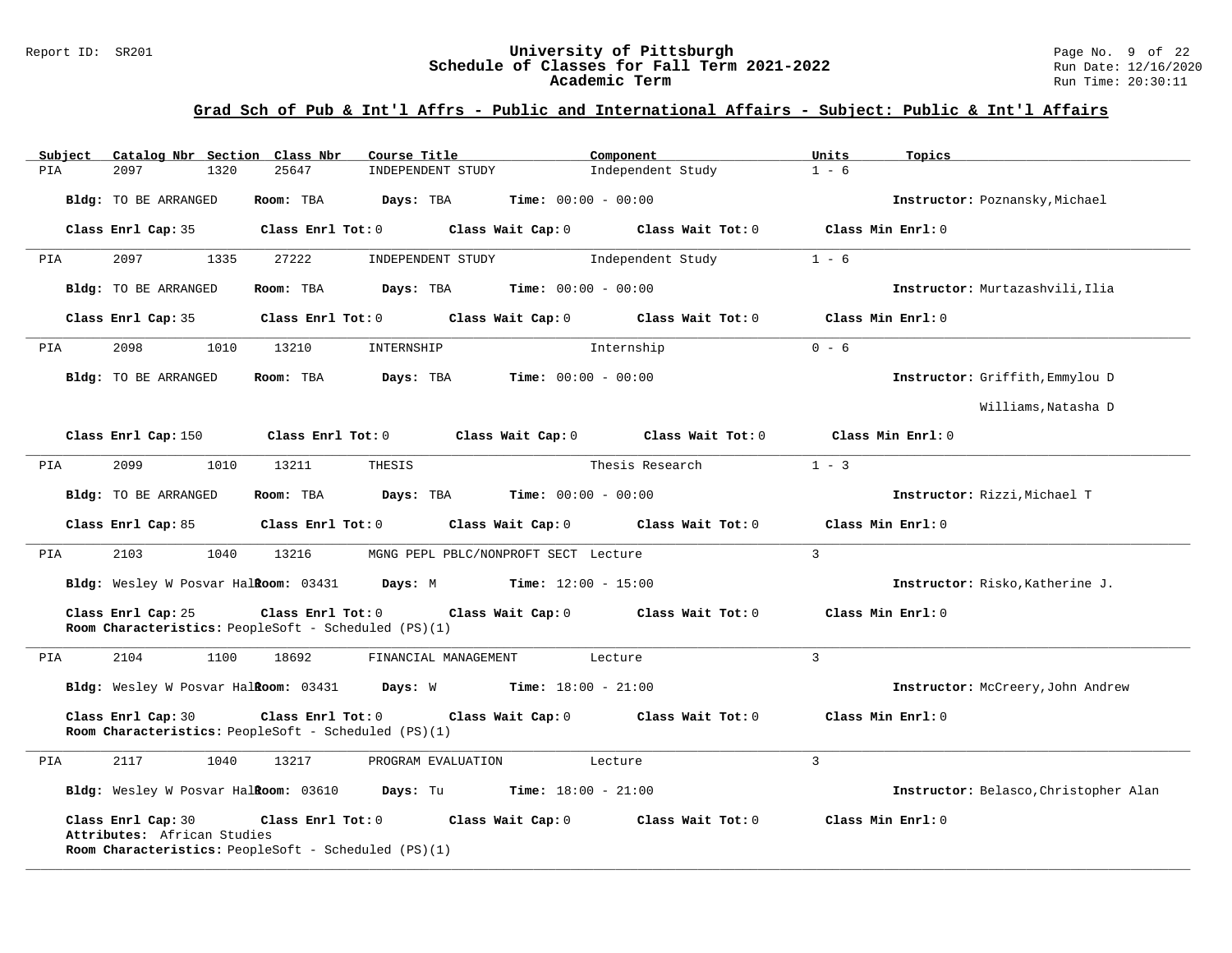## Grad Sch of Pub & Int'l Affrs - Public and International Affairs - Subject: Public & Int'l Affairs

| Subject | Catalog Nbr | Section | Class Nbr | Course Title | Component | Units | Topics |
|---|---|---|---|---|---|---|---|
| PIA | 2097 | 1320 | 25647 | INDEPENDENT STUDY | Independent Study | 1 - 6 | |

**Bldg:** TO BE ARRANGED **Room:** TBA **Days:** TBA **Time:** 00:00 - 00:00 **Instructor:** Poznansky,Michael

**Class Enrl Cap:** 35 **Class Enrl Tot:** 0 **Class Wait Cap:** 0 **Class Wait Tot:** 0 **Class Min Enrl:** 0

---

| Subject | Catalog Nbr | Section | Class Nbr | Course Title | Component | Units | Topics |
|---|---|---|---|---|---|---|---|
| PIA | 2097 | 1335 | 27222 | INDEPENDENT STUDY | Independent Study | 1 - 6 | |

**Bldg:** TO BE ARRANGED **Room:** TBA **Days:** TBA **Time:** 00:00 - 00:00 **Instructor:** Murtazashvili,Ilia

**Class Enrl Cap:** 35 **Class Enrl Tot:** 0 **Class Wait Cap:** 0 **Class Wait Tot:** 0 **Class Min Enrl:** 0

---

| Subject | Catalog Nbr | Section | Class Nbr | Course Title | Component | Units | Topics |
|---|---|---|---|---|---|---|---|
| PIA | 2098 | 1010 | 13210 | INTERNSHIP | Internship | 0 - 6 | |

**Bldg:** TO BE ARRANGED **Room:** TBA **Days:** TBA **Time:** 00:00 - 00:00 **Instructor:** Griffith,Emmylou D; Williams,Natasha D

**Class Enrl Cap:** 150 **Class Enrl Tot:** 0 **Class Wait Cap:** 0 **Class Wait Tot:** 0 **Class Min Enrl:** 0

---

| Subject | Catalog Nbr | Section | Class Nbr | Course Title | Component | Units | Topics |
|---|---|---|---|---|---|---|---|
| PIA | 2099 | 1010 | 13211 | THESIS | Thesis Research | 1 - 3 | |

**Bldg:** TO BE ARRANGED **Room:** TBA **Days:** TBA **Time:** 00:00 - 00:00 **Instructor:** Rizzi,Michael T

**Class Enrl Cap:** 85 **Class Enrl Tot:** 0 **Class Wait Cap:** 0 **Class Wait Tot:** 0 **Class Min Enrl:** 0

---

| Subject | Catalog Nbr | Section | Class Nbr | Course Title | Component | Units | Topics |
|---|---|---|---|---|---|---|---|
| PIA | 2103 | 1040 | 13216 | MGNG PEPL PBLC/NONPROFT SECT | Lecture | 3 | |

**Bldg:** Wesley W Posvar Hall **Room:** 03431 **Days:** M **Time:** 12:00 - 15:00 **Instructor:** Risko,Katherine J.

**Class Enrl Cap:** 25 **Class Enrl Tot:** 0 **Class Wait Cap:** 0 **Class Wait Tot:** 0 **Class Min Enrl:** 0

**Room Characteristics:** PeopleSoft - Scheduled (PS)(1)

---

| Subject | Catalog Nbr | Section | Class Nbr | Course Title | Component | Units | Topics |
|---|---|---|---|---|---|---|---|
| PIA | 2104 | 1100 | 18692 | FINANCIAL MANAGEMENT | Lecture | 3 | |

**Bldg:** Wesley W Posvar Hall **Room:** 03431 **Days:** W **Time:** 18:00 - 21:00 **Instructor:** McCreery,John Andrew

**Class Enrl Cap:** 30 **Class Enrl Tot:** 0 **Class Wait Cap:** 0 **Class Wait Tot:** 0 **Class Min Enrl:** 0

**Room Characteristics:** PeopleSoft - Scheduled (PS)(1)

---

| Subject | Catalog Nbr | Section | Class Nbr | Course Title | Component | Units | Topics |
|---|---|---|---|---|---|---|---|
| PIA | 2117 | 1040 | 13217 | PROGRAM EVALUATION | Lecture | 3 | |

**Bldg:** Wesley W Posvar Hall **Room:** 03610 **Days:** Tu **Time:** 18:00 - 21:00 **Instructor:** Belasco,Christopher Alan

**Class Enrl Cap:** 30 **Class Enrl Tot:** 0 **Class Wait Cap:** 0 **Class Wait Tot:** 0 **Class Min Enrl:** 0

**Attributes:** African Studies

**Room Characteristics:** PeopleSoft - Scheduled (PS)(1)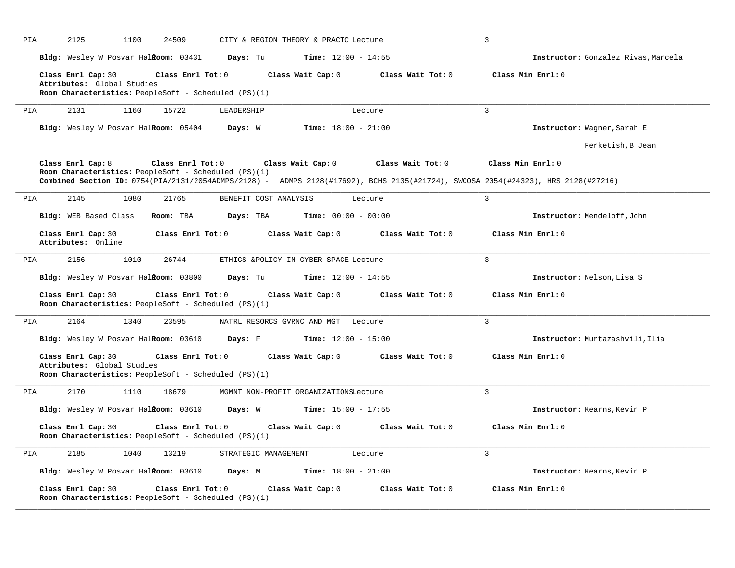PIA 2125 1100 24509 CITY & REGION THEORY & PRACTC Lecture 3

**Bldg:** Wesley W Posvar Hall **Room:** 03431 **Days:** Tu **Time:** 12:00 - 14:55 **Instructor:** Gonzalez Rivas,Marcela

**Class Enrl Cap:** 30 **Class Enrl Tot:** 0 **Class Wait Cap:** 0 **Class Wait Tot:** 0 **Class Min Enrl:** 0
**Attributes:** Global Studies
**Room Characteristics:** PeopleSoft - Scheduled (PS)(1)

---

PIA 2131 1160 15722 LEADERSHIP Lecture 3

**Bldg:** Wesley W Posvar Hall **Room:** 05404 **Days:** W **Time:** 18:00 - 21:00 **Instructor:** Wagner,Sarah E
Ferketish,B Jean

**Class Enrl Cap:** 8 **Class Enrl Tot:** 0 **Class Wait Cap:** 0 **Class Wait Tot:** 0 **Class Min Enrl:** 0
**Room Characteristics:** PeopleSoft - Scheduled (PS)(1)
**Combined Section ID:** 0754(PIA/2131/2054ADMPS/2128) - ADMPS 2128(#17692), BCHS 2135(#21724), SWCOSA 2054(#24323), HRS 2128(#27216)

---

PIA 2145 1080 21765 BENEFIT COST ANALYSIS Lecture 3

**Bldg:** WEB Based Class **Room:** TBA **Days:** TBA **Time:** 00:00 - 00:00 **Instructor:** Mendeloff,John

**Class Enrl Cap:** 30 **Class Enrl Tot:** 0 **Class Wait Cap:** 0 **Class Wait Tot:** 0 **Class Min Enrl:** 0
**Attributes:** Online

---

PIA 2156 1010 26744 ETHICS &POLICY IN CYBER SPACE Lecture 3

**Bldg:** Wesley W Posvar Hall **Room:** 03800 **Days:** Tu **Time:** 12:00 - 14:55 **Instructor:** Nelson,Lisa S

**Class Enrl Cap:** 30 **Class Enrl Tot:** 0 **Class Wait Cap:** 0 **Class Wait Tot:** 0 **Class Min Enrl:** 0
**Room Characteristics:** PeopleSoft - Scheduled (PS)(1)

---

PIA 2164 1340 23595 NATRL RESORCS GVRNC AND MGT Lecture 3

**Bldg:** Wesley W Posvar Hall **Room:** 03610 **Days:** F **Time:** 12:00 - 15:00 **Instructor:** Murtazashvili,Ilia

**Class Enrl Cap:** 30 **Class Enrl Tot:** 0 **Class Wait Cap:** 0 **Class Wait Tot:** 0 **Class Min Enrl:** 0
**Attributes:** Global Studies
**Room Characteristics:** PeopleSoft - Scheduled (PS)(1)

---

PIA 2170 1110 18679 MGMNT NON-PROFIT ORGANIZATIONS Lecture 3

**Bldg:** Wesley W Posvar Hall **Room:** 03610 **Days:** W **Time:** 15:00 - 17:55 **Instructor:** Kearns,Kevin P

**Class Enrl Cap:** 30 **Class Enrl Tot:** 0 **Class Wait Cap:** 0 **Class Wait Tot:** 0 **Class Min Enrl:** 0
**Room Characteristics:** PeopleSoft - Scheduled (PS)(1)

---

PIA 2185 1040 13219 STRATEGIC MANAGEMENT Lecture 3

**Bldg:** Wesley W Posvar Hall **Room:** 03610 **Days:** M **Time:** 18:00 - 21:00 **Instructor:** Kearns,Kevin P

**Class Enrl Cap:** 30 **Class Enrl Tot:** 0 **Class Wait Cap:** 0 **Class Wait Tot:** 0 **Class Min Enrl:** 0
**Room Characteristics:** PeopleSoft - Scheduled (PS)(1)

---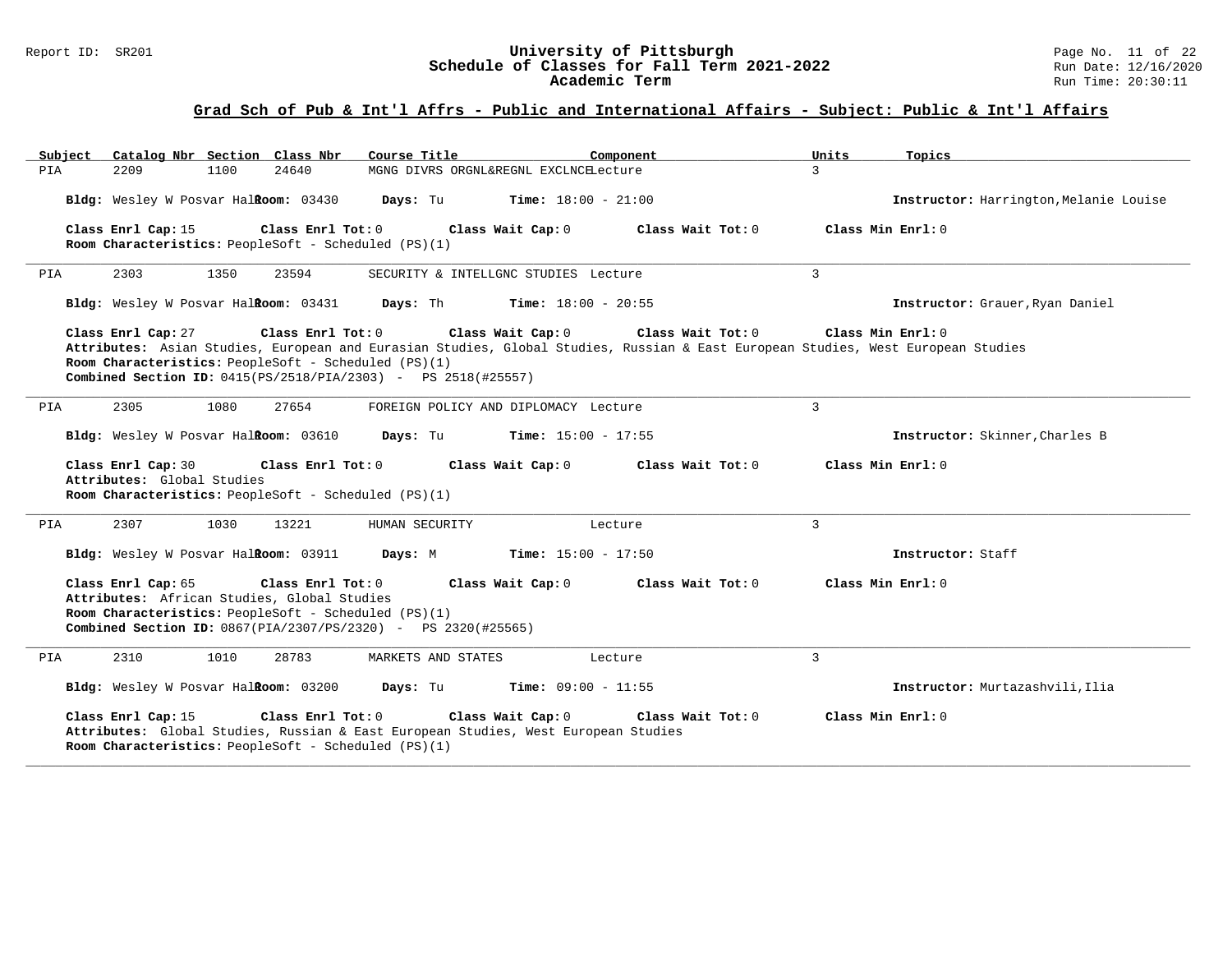## Grad Sch of Pub & Int'l Affrs - Public and International Affairs - Subject: Public & Int'l Affairs

| Subject | Catalog Nbr | Section | Class Nbr | Course Title | Component | Units | Topics |
|---|---|---|---|---|---|---|---|
| PIA | 2209 | 1100 | 24640 | MGNG DIVRS ORGNL&REGNL EXCLNCE | Lecture | 3 | |

**Bldg:** Wesley W Posvar Hall **Room:** 03430 **Days:** Tu **Time:** 18:00 - 21:00 **Instructor:** Harrington,Melanie Louise

**Class Enrl Cap:** 15 **Class Enrl Tot:** 0 **Class Wait Cap:** 0 **Class Wait Tot:** 0 **Class Min Enrl:** 0
**Room Characteristics:** PeopleSoft - Scheduled (PS)(1)

---

| Subject | Catalog Nbr | Section | Class Nbr | Course Title | Component | Units | Topics |
|---|---|---|---|---|---|---|---|
| PIA | 2303 | 1350 | 23594 | SECURITY & INTELLGNC STUDIES | Lecture | 3 | |

**Bldg:** Wesley W Posvar Hall **Room:** 03431 **Days:** Th **Time:** 18:00 - 20:55 **Instructor:** Grauer,Ryan Daniel

**Class Enrl Cap:** 27 **Class Enrl Tot:** 0 **Class Wait Cap:** 0 **Class Wait Tot:** 0 **Class Min Enrl:** 0
**Attributes:** Asian Studies, European and Eurasian Studies, Global Studies, Russian & East European Studies, West European Studies
**Room Characteristics:** PeopleSoft - Scheduled (PS)(1)
**Combined Section ID:** 0415(PS/2518/PIA/2303) - PS 2518(#25557)

---

| Subject | Catalog Nbr | Section | Class Nbr | Course Title | Component | Units | Topics |
|---|---|---|---|---|---|---|---|
| PIA | 2305 | 1080 | 27654 | FOREIGN POLICY AND DIPLOMACY | Lecture | 3 | |

**Bldg:** Wesley W Posvar Hall **Room:** 03610 **Days:** Tu **Time:** 15:00 - 17:55 **Instructor:** Skinner,Charles B

**Class Enrl Cap:** 30 **Class Enrl Tot:** 0 **Class Wait Cap:** 0 **Class Wait Tot:** 0 **Class Min Enrl:** 0
**Attributes:** Global Studies
**Room Characteristics:** PeopleSoft - Scheduled (PS)(1)

---

| Subject | Catalog Nbr | Section | Class Nbr | Course Title | Component | Units | Topics |
|---|---|---|---|---|---|---|---|
| PIA | 2307 | 1030 | 13221 | HUMAN SECURITY | Lecture | 3 | |

**Bldg:** Wesley W Posvar Hall **Room:** 03911 **Days:** M **Time:** 15:00 - 17:50 **Instructor:** Staff

**Class Enrl Cap:** 65 **Class Enrl Tot:** 0 **Class Wait Cap:** 0 **Class Wait Tot:** 0 **Class Min Enrl:** 0
**Attributes:** African Studies, Global Studies
**Room Characteristics:** PeopleSoft - Scheduled (PS)(1)
**Combined Section ID:** 0867(PIA/2307/PS/2320) - PS 2320(#25565)

---

| Subject | Catalog Nbr | Section | Class Nbr | Course Title | Component | Units | Topics |
|---|---|---|---|---|---|---|---|
| PIA | 2310 | 1010 | 28783 | MARKETS AND STATES | Lecture | 3 | |

**Bldg:** Wesley W Posvar Hall **Room:** 03200 **Days:** Tu **Time:** 09:00 - 11:55 **Instructor:** Murtazashvili,Ilia

**Class Enrl Cap:** 15 **Class Enrl Tot:** 0 **Class Wait Cap:** 0 **Class Wait Tot:** 0 **Class Min Enrl:** 0
**Attributes:** Global Studies, Russian & East European Studies, West European Studies
**Room Characteristics:** PeopleSoft - Scheduled (PS)(1)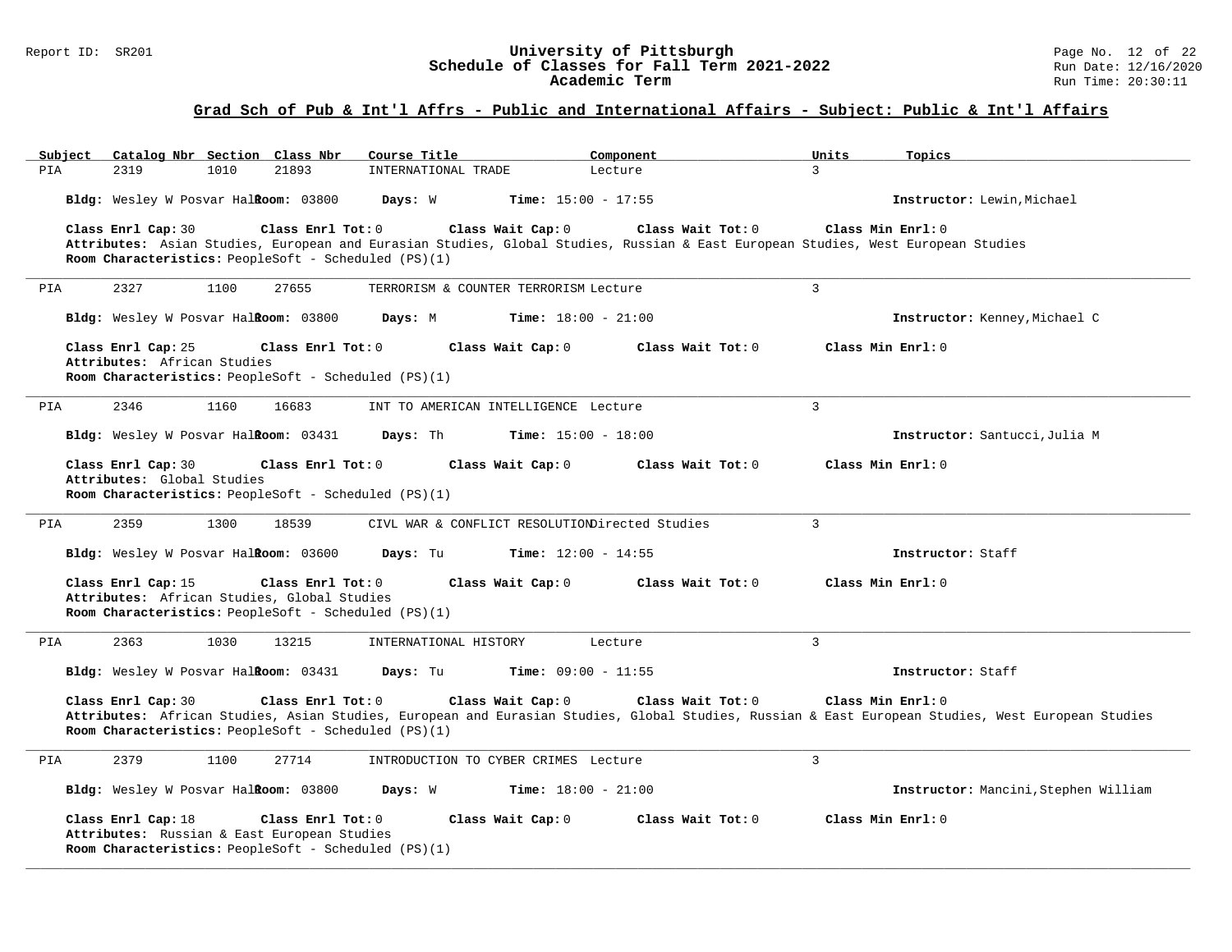## Grad Sch of Pub & Int'l Affrs - Public and International Affairs - Subject: Public & Int'l Affairs

| Subject | Catalog Nbr | Section | Class Nbr | Course Title | Component | Units | Topics |
|---|---|---|---|---|---|---|---|
| PIA | 2319 | 1010 | 21893 | INTERNATIONAL TRADE | Lecture | 3 | |

**Bldg:** Wesley W Posvar Hall **Room:** 03800 **Days:** W **Time:** 15:00 - 17:55 **Instructor:** Lewin,Michael

**Class Enrl Cap:** 30 **Class Enrl Tot:** 0 **Class Wait Cap:** 0 **Class Wait Tot:** 0 **Class Min Enrl:** 0

**Attributes:** Asian Studies, European and Eurasian Studies, Global Studies, Russian & East European Studies, West European Studies

**Room Characteristics:** PeopleSoft - Scheduled (PS)(1)

---

| Subject | Catalog Nbr | Section | Class Nbr | Course Title | Component | Units | Topics |
|---|---|---|---|---|---|---|---|
| PIA | 2327 | 1100 | 27655 | TERRORISM & COUNTER TERRORISM | Lecture | 3 | |

**Bldg:** Wesley W Posvar Hall **Room:** 03800 **Days:** M **Time:** 18:00 - 21:00 **Instructor:** Kenney,Michael C

**Class Enrl Cap:** 25 **Class Enrl Tot:** 0 **Class Wait Cap:** 0 **Class Wait Tot:** 0 **Class Min Enrl:** 0

**Attributes:** African Studies

**Room Characteristics:** PeopleSoft - Scheduled (PS)(1)

---

| Subject | Catalog Nbr | Section | Class Nbr | Course Title | Component | Units | Topics |
|---|---|---|---|---|---|---|---|
| PIA | 2346 | 1160 | 16683 | INT TO AMERICAN INTELLIGENCE | Lecture | 3 | |

**Bldg:** Wesley W Posvar Hall **Room:** 03431 **Days:** Th **Time:** 15:00 - 18:00 **Instructor:** Santucci,Julia M

**Class Enrl Cap:** 30 **Class Enrl Tot:** 0 **Class Wait Cap:** 0 **Class Wait Tot:** 0 **Class Min Enrl:** 0

**Attributes:** Global Studies

**Room Characteristics:** PeopleSoft - Scheduled (PS)(1)

---

| Subject | Catalog Nbr | Section | Class Nbr | Course Title | Component | Units | Topics |
|---|---|---|---|---|---|---|---|
| PIA | 2359 | 1300 | 18539 | CIVL WAR & CONFLICT RESOLUTION | Directed Studies | 3 | |

**Bldg:** Wesley W Posvar Hall **Room:** 03600 **Days:** Tu **Time:** 12:00 - 14:55 **Instructor:** Staff

**Class Enrl Cap:** 15 **Class Enrl Tot:** 0 **Class Wait Cap:** 0 **Class Wait Tot:** 0 **Class Min Enrl:** 0

**Attributes:** African Studies, Global Studies

**Room Characteristics:** PeopleSoft - Scheduled (PS)(1)

---

| Subject | Catalog Nbr | Section | Class Nbr | Course Title | Component | Units | Topics |
|---|---|---|---|---|---|---|---|
| PIA | 2363 | 1030 | 13215 | INTERNATIONAL HISTORY | Lecture | 3 | |

**Bldg:** Wesley W Posvar Hall **Room:** 03431 **Days:** Tu **Time:** 09:00 - 11:55 **Instructor:** Staff

**Class Enrl Cap:** 30 **Class Enrl Tot:** 0 **Class Wait Cap:** 0 **Class Wait Tot:** 0 **Class Min Enrl:** 0

**Attributes:** African Studies, Asian Studies, European and Eurasian Studies, Global Studies, Russian & East European Studies, West European Studies

**Room Characteristics:** PeopleSoft - Scheduled (PS)(1)

---

| Subject | Catalog Nbr | Section | Class Nbr | Course Title | Component | Units | Topics |
|---|---|---|---|---|---|---|---|
| PIA | 2379 | 1100 | 27714 | INTRODUCTION TO CYBER CRIMES | Lecture | 3 | |

**Bldg:** Wesley W Posvar Hall **Room:** 03800 **Days:** W **Time:** 18:00 - 21:00 **Instructor:** Mancini,Stephen William

**Class Enrl Cap:** 18 **Class Enrl Tot:** 0 **Class Wait Cap:** 0 **Class Wait Tot:** 0 **Class Min Enrl:** 0

**Attributes:** Russian & East European Studies

**Room Characteristics:** PeopleSoft - Scheduled (PS)(1)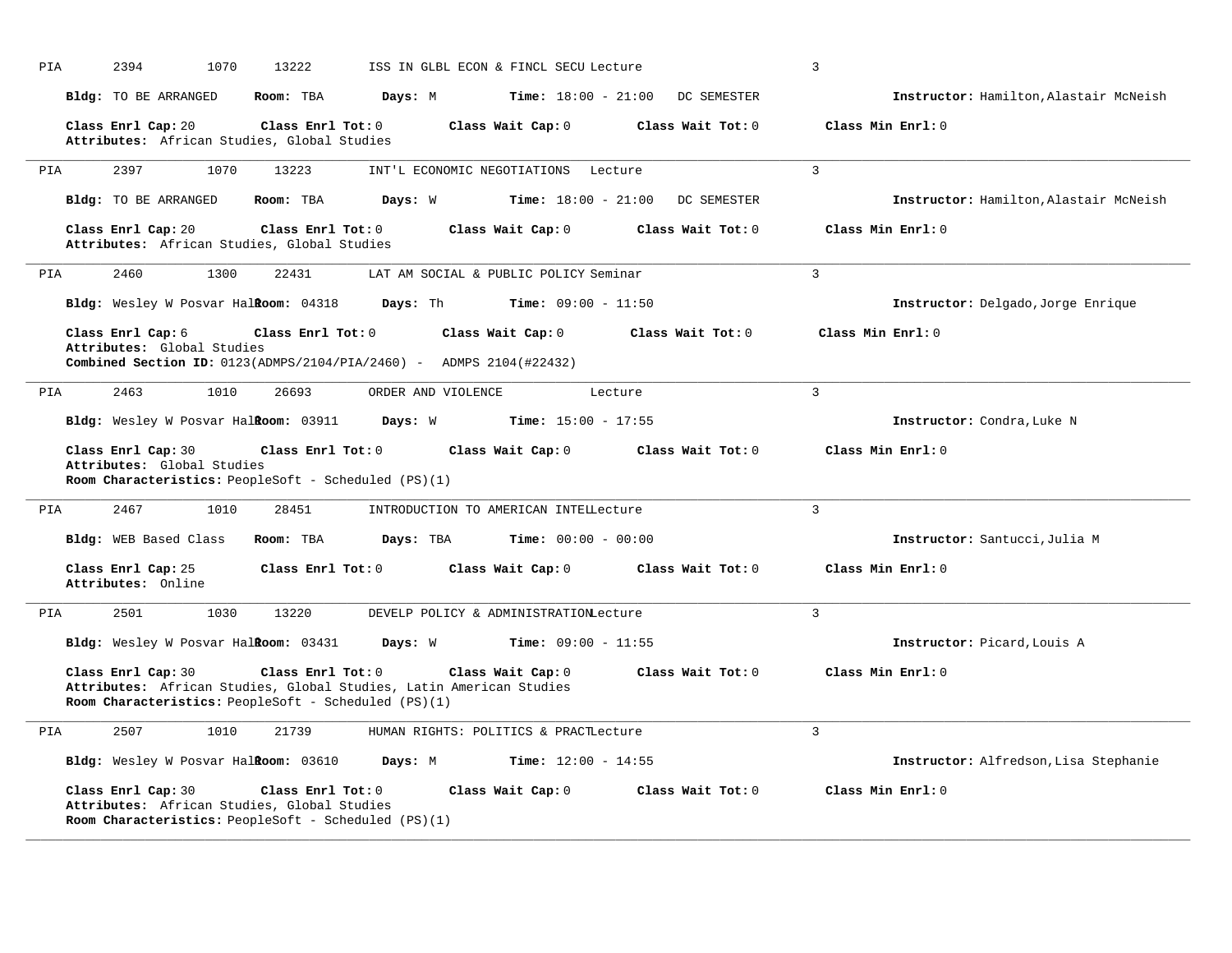PIA 2394 1070 13222 ISS IN GLBL ECON & FINCL SECU Lecture 3

**Bldg:** TO BE ARRANGED **Room:** TBA **Days:** M **Time:** 18:00 - 21:00 DC SEMESTER **Instructor:** Hamilton,Alastair McNeish

**Class Enrl Cap:** 20 **Class Enrl Tot:** 0 **Class Wait Cap:** 0 **Class Wait Tot:** 0 **Class Min Enrl:** 0
**Attributes:** African Studies, Global Studies

---

PIA 2397 1070 13223 INT'L ECONOMIC NEGOTIATIONS Lecture 3

**Bldg:** TO BE ARRANGED **Room:** TBA **Days:** W **Time:** 18:00 - 21:00 DC SEMESTER **Instructor:** Hamilton,Alastair McNeish

**Class Enrl Cap:** 20 **Class Enrl Tot:** 0 **Class Wait Cap:** 0 **Class Wait Tot:** 0 **Class Min Enrl:** 0
**Attributes:** African Studies, Global Studies

---

PIA 2460 1300 22431 LAT AM SOCIAL & PUBLIC POLICY Seminar 3

**Bldg:** Wesley W Posvar Hall **Room:** 04318 **Days:** Th **Time:** 09:00 - 11:50 **Instructor:** Delgado,Jorge Enrique

**Class Enrl Cap:** 6 **Class Enrl Tot:** 0 **Class Wait Cap:** 0 **Class Wait Tot:** 0 **Class Min Enrl:** 0
**Attributes:** Global Studies
**Combined Section ID:** 0123(ADMPS/2104/PIA/2460) - ADMPS 2104(#22432)

---

PIA 2463 1010 26693 ORDER AND VIOLENCE Lecture 3

**Bldg:** Wesley W Posvar Hall **Room:** 03911 **Days:** W **Time:** 15:00 - 17:55 **Instructor:** Condra,Luke N

**Class Enrl Cap:** 30 **Class Enrl Tot:** 0 **Class Wait Cap:** 0 **Class Wait Tot:** 0 **Class Min Enrl:** 0
**Attributes:** Global Studies
**Room Characteristics:** PeopleSoft - Scheduled (PS)(1)

---

PIA 2467 1010 28451 INTRODUCTION TO AMERICAN INTEL Lecture 3

**Bldg:** WEB Based Class **Room:** TBA **Days:** TBA **Time:** 00:00 - 00:00 **Instructor:** Santucci,Julia M

**Class Enrl Cap:** 25 **Class Enrl Tot:** 0 **Class Wait Cap:** 0 **Class Wait Tot:** 0 **Class Min Enrl:** 0
**Attributes:** Online

---

PIA 2501 1030 13220 DEVELP POLICY & ADMINISTRATION Lecture 3

**Bldg:** Wesley W Posvar Hall **Room:** 03431 **Days:** W **Time:** 09:00 - 11:55 **Instructor:** Picard,Louis A

**Class Enrl Cap:** 30 **Class Enrl Tot:** 0 **Class Wait Cap:** 0 **Class Wait Tot:** 0 **Class Min Enrl:** 0
**Attributes:** African Studies, Global Studies, Latin American Studies
**Room Characteristics:** PeopleSoft - Scheduled (PS)(1)

---

PIA 2507 1010 21739 HUMAN RIGHTS: POLITICS & PRACT Lecture 3

**Bldg:** Wesley W Posvar Hall **Room:** 03610 **Days:** M **Time:** 12:00 - 14:55 **Instructor:** Alfredson,Lisa Stephanie

**Class Enrl Cap:** 30 **Class Enrl Tot:** 0 **Class Wait Cap:** 0 **Class Wait Tot:** 0 **Class Min Enrl:** 0
**Attributes:** African Studies, Global Studies
**Room Characteristics:** PeopleSoft - Scheduled (PS)(1)

---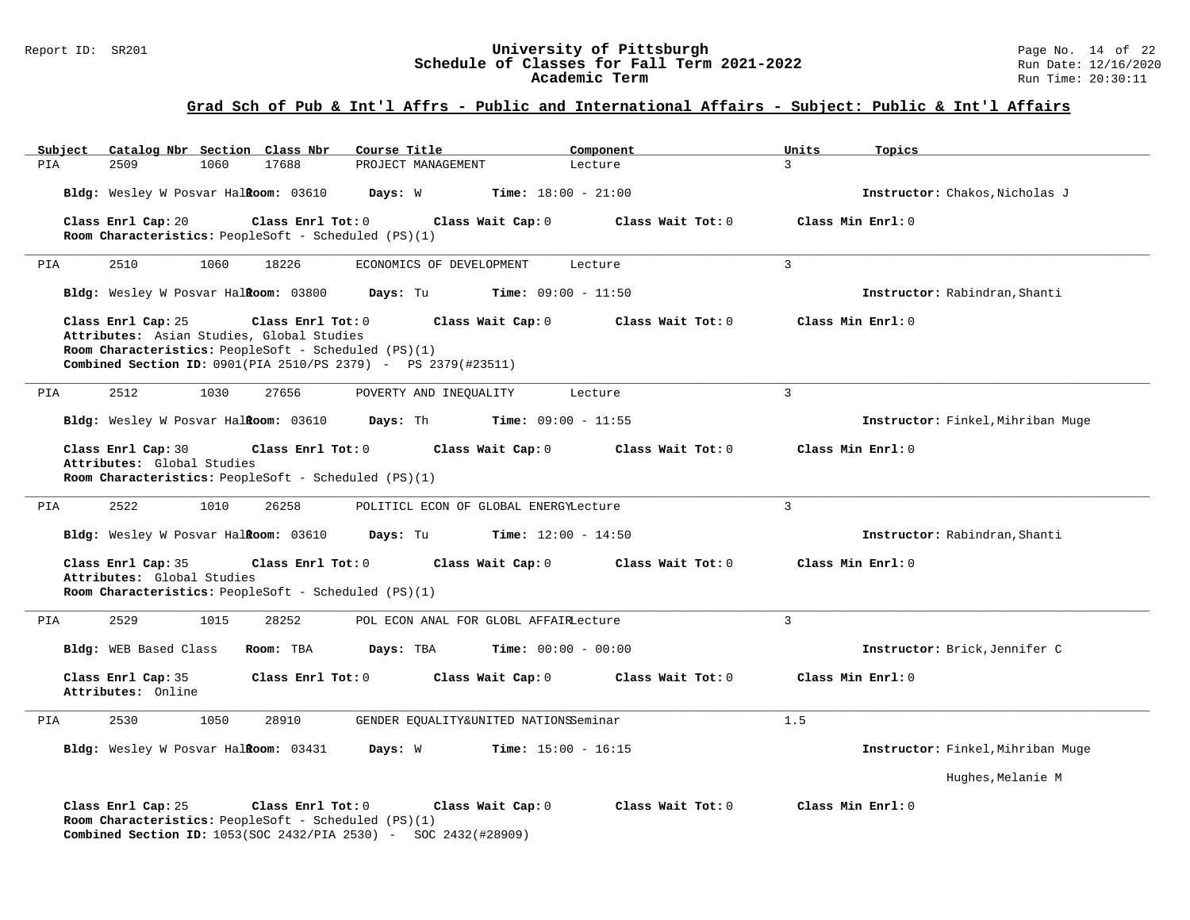## Grad Sch of Pub & Int'l Affrs - Public and International Affairs - Subject: Public & Int'l Affairs

| Subject | Catalog Nbr | Section | Class Nbr | Course Title | Component | Units | Topics |
|---|---|---|---|---|---|---|---|
| PIA | 2509 | 1060 | 17688 | PROJECT MANAGEMENT | Lecture | 3 | |

**Bldg:** Wesley W Posvar Hall **Room:** 03610 **Days:** W **Time:** 18:00 - 21:00 **Instructor:** Chakos,Nicholas J

**Class Enrl Cap:** 20 **Class Enrl Tot:** 0 **Class Wait Cap:** 0 **Class Wait Tot:** 0 **Class Min Enrl:** 0
**Room Characteristics:** PeopleSoft - Scheduled (PS)(1)

---

| Subject | Catalog Nbr | Section | Class Nbr | Course Title | Component | Units | Topics |
|---|---|---|---|---|---|---|---|
| PIA | 2510 | 1060 | 18226 | ECONOMICS OF DEVELOPMENT | Lecture | 3 | |

**Bldg:** Wesley W Posvar Hall **Room:** 03800 **Days:** Tu **Time:** 09:00 - 11:50 **Instructor:** Rabindran,Shanti

**Class Enrl Cap:** 25 **Class Enrl Tot:** 0 **Class Wait Cap:** 0 **Class Wait Tot:** 0 **Class Min Enrl:** 0
**Attributes:** Asian Studies, Global Studies
**Room Characteristics:** PeopleSoft - Scheduled (PS)(1)
**Combined Section ID:** 0901(PIA 2510/PS 2379) - PS 2379(#23511)

---

| Subject | Catalog Nbr | Section | Class Nbr | Course Title | Component | Units | Topics |
|---|---|---|---|---|---|---|---|
| PIA | 2512 | 1030 | 27656 | POVERTY AND INEQUALITY | Lecture | 3 | |

**Bldg:** Wesley W Posvar Hall **Room:** 03610 **Days:** Th **Time:** 09:00 - 11:55 **Instructor:** Finkel,Mihriban Muge

**Class Enrl Cap:** 30 **Class Enrl Tot:** 0 **Class Wait Cap:** 0 **Class Wait Tot:** 0 **Class Min Enrl:** 0
**Attributes:** Global Studies
**Room Characteristics:** PeopleSoft - Scheduled (PS)(1)

---

| Subject | Catalog Nbr | Section | Class Nbr | Course Title | Component | Units | Topics |
|---|---|---|---|---|---|---|---|
| PIA | 2522 | 1010 | 26258 | POLITICL ECON OF GLOBAL ENERGY | Lecture | 3 | |

**Bldg:** Wesley W Posvar Hall **Room:** 03610 **Days:** Tu **Time:** 12:00 - 14:50 **Instructor:** Rabindran,Shanti

**Class Enrl Cap:** 35 **Class Enrl Tot:** 0 **Class Wait Cap:** 0 **Class Wait Tot:** 0 **Class Min Enrl:** 0
**Attributes:** Global Studies
**Room Characteristics:** PeopleSoft - Scheduled (PS)(1)

---

| Subject | Catalog Nbr | Section | Class Nbr | Course Title | Component | Units | Topics |
|---|---|---|---|---|---|---|---|
| PIA | 2529 | 1015 | 28252 | POL ECON ANAL FOR GLOBL AFFAIR | Lecture | 3 | |

**Bldg:** WEB Based Class **Room:** TBA **Days:** TBA **Time:** 00:00 - 00:00 **Instructor:** Brick,Jennifer C

**Class Enrl Cap:** 35 **Class Enrl Tot:** 0 **Class Wait Cap:** 0 **Class Wait Tot:** 0 **Class Min Enrl:** 0
**Attributes:** Online

---

| Subject | Catalog Nbr | Section | Class Nbr | Course Title | Component | Units | Topics |
|---|---|---|---|---|---|---|---|
| PIA | 2530 | 1050 | 28910 | GENDER EQUALITY&UNITED NATIONS | Seminar | 1.5 | |

**Bldg:** Wesley W Posvar Hall **Room:** 03431 **Days:** W **Time:** 15:00 - 16:15 **Instructor:** Finkel,Mihriban Muge

Hughes,Melanie M

**Class Enrl Cap:** 25 **Class Enrl Tot:** 0 **Class Wait Cap:** 0 **Class Wait Tot:** 0 **Class Min Enrl:** 0
**Room Characteristics:** PeopleSoft - Scheduled (PS)(1)
**Combined Section ID:** 1053(SOC 2432/PIA 2530) - SOC 2432(#28909)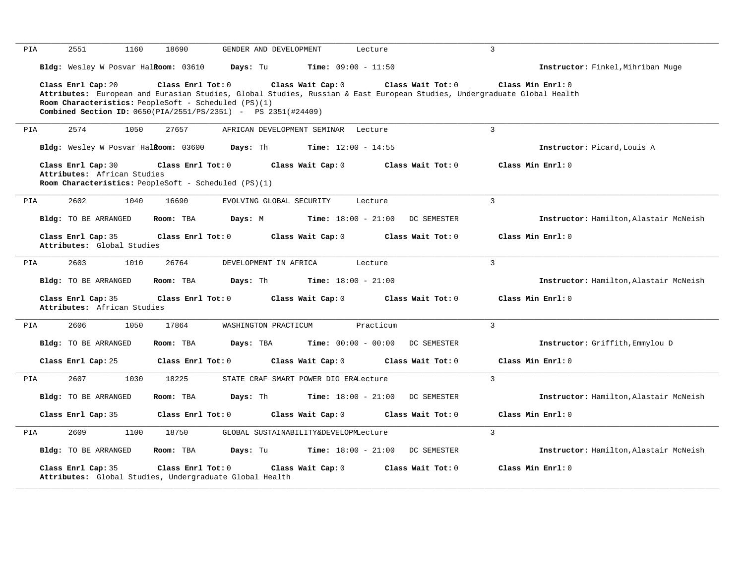| PIA | 2551 | 1160 | 18690 | GENDER AND DEVELOPMENT | Lecture | 3 |
|---|---|---|---|---|---|---|

**Bldg:** Wesley W Posvar Hall **Room:** 03610 **Days:** Tu **Time:** 09:00 - 11:50 **Instructor:** Finkel,Mihriban Muge

**Class Enrl Cap:** 20 **Class Enrl Tot:** 0 **Class Wait Cap:** 0 **Class Wait Tot:** 0 **Class Min Enrl:** 0
**Attributes:** European and Eurasian Studies, Global Studies, Russian & East European Studies, Undergraduate Global Health
**Room Characteristics:** PeopleSoft - Scheduled (PS)(1)
**Combined Section ID:** 0650(PIA/2551/PS/2351) - PS 2351(#24409)

---

| PIA | 2574 | 1050 | 27657 | AFRICAN DEVELOPMENT SEMINAR | Lecture | 3 |
|---|---|---|---|---|---|---|

**Bldg:** Wesley W Posvar Hall **Room:** 03600 **Days:** Th **Time:** 12:00 - 14:55 **Instructor:** Picard,Louis A

**Class Enrl Cap:** 30 **Class Enrl Tot:** 0 **Class Wait Cap:** 0 **Class Wait Tot:** 0 **Class Min Enrl:** 0
**Attributes:** African Studies
**Room Characteristics:** PeopleSoft - Scheduled (PS)(1)

---

| PIA | 2602 | 1040 | 16690 | EVOLVING GLOBAL SECURITY | Lecture | 3 |
|---|---|---|---|---|---|---|

**Bldg:** TO BE ARRANGED **Room:** TBA **Days:** M **Time:** 18:00 - 21:00 DC SEMESTER **Instructor:** Hamilton,Alastair McNeish

**Class Enrl Cap:** 35 **Class Enrl Tot:** 0 **Class Wait Cap:** 0 **Class Wait Tot:** 0 **Class Min Enrl:** 0
**Attributes:** Global Studies

---

| PIA | 2603 | 1010 | 26764 | DEVELOPMENT IN AFRICA | Lecture | 3 |
|---|---|---|---|---|---|---|

**Bldg:** TO BE ARRANGED **Room:** TBA **Days:** Th **Time:** 18:00 - 21:00 **Instructor:** Hamilton,Alastair McNeish

**Class Enrl Cap:** 35 **Class Enrl Tot:** 0 **Class Wait Cap:** 0 **Class Wait Tot:** 0 **Class Min Enrl:** 0
**Attributes:** African Studies

---

| PIA | 2606 | 1050 | 17864 | WASHINGTON PRACTICUM | Practicum | 3 |
|---|---|---|---|---|---|---|

**Bldg:** TO BE ARRANGED **Room:** TBA **Days:** TBA **Time:** 00:00 - 00:00 DC SEMESTER **Instructor:** Griffith,Emmylou D

**Class Enrl Cap:** 25 **Class Enrl Tot:** 0 **Class Wait Cap:** 0 **Class Wait Tot:** 0 **Class Min Enrl:** 0

---

| PIA | 2607 | 1030 | 18225 | STATE CRAF SMART POWER DIG ERA | Lecture | 3 |
|---|---|---|---|---|---|---|

**Bldg:** TO BE ARRANGED **Room:** TBA **Days:** Th **Time:** 18:00 - 21:00 DC SEMESTER **Instructor:** Hamilton,Alastair McNeish

**Class Enrl Cap:** 35 **Class Enrl Tot:** 0 **Class Wait Cap:** 0 **Class Wait Tot:** 0 **Class Min Enrl:** 0

---

| PIA | 2609 | 1100 | 18750 | GLOBAL SUSTAINABILITY&DEVELOPM | Lecture | 3 |
|---|---|---|---|---|---|---|

**Bldg:** TO BE ARRANGED **Room:** TBA **Days:** Tu **Time:** 18:00 - 21:00 DC SEMESTER **Instructor:** Hamilton,Alastair McNeish

**Class Enrl Cap:** 35 **Class Enrl Tot:** 0 **Class Wait Cap:** 0 **Class Wait Tot:** 0 **Class Min Enrl:** 0
**Attributes:** Global Studies, Undergraduate Global Health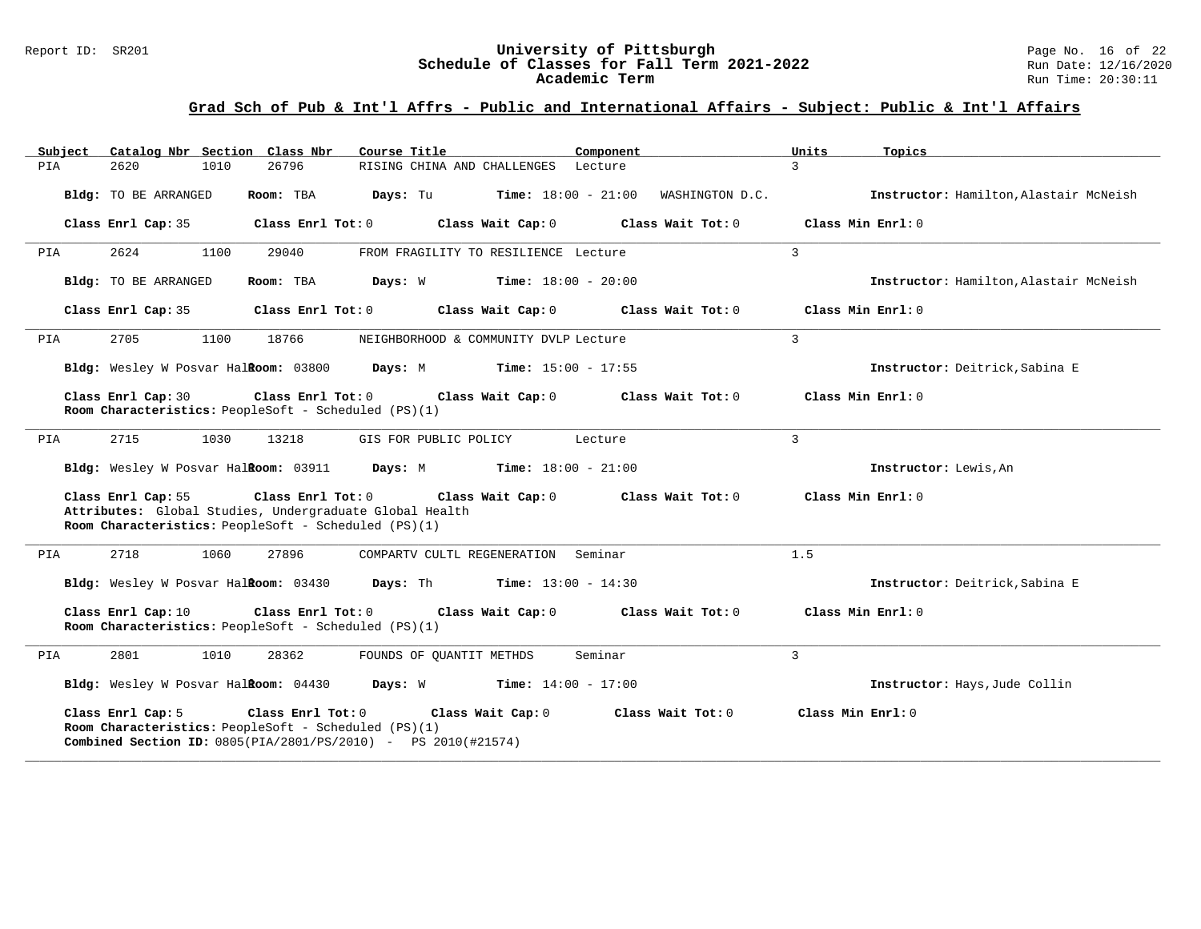## Grad Sch of Pub & Int'l Affrs - Public and International Affairs - Subject: Public & Int'l Affairs

| Subject | Catalog Nbr | Section | Class Nbr | Course Title | Component | Units | Topics |
|---|---|---|---|---|---|---|---|
| PIA | 2620 | 1010 | 26796 | RISING CHINA AND CHALLENGES | Lecture | 3 | |

**Bldg:** TO BE ARRANGED **Room:** TBA **Days:** Tu **Time:** 18:00 - 21:00 WASHINGTON D.C. **Instructor:** Hamilton,Alastair McNeish

**Class Enrl Cap:** 35 **Class Enrl Tot:** 0 **Class Wait Cap:** 0 **Class Wait Tot:** 0 **Class Min Enrl:** 0

---

| Subject | Catalog Nbr | Section | Class Nbr | Course Title | Component | Units | Topics |
|---|---|---|---|---|---|---|---|
| PIA | 2624 | 1100 | 29040 | FROM FRAGILITY TO RESILIENCE | Lecture | 3 | |

**Bldg:** TO BE ARRANGED **Room:** TBA **Days:** W **Time:** 18:00 - 20:00 **Instructor:** Hamilton,Alastair McNeish

**Class Enrl Cap:** 35 **Class Enrl Tot:** 0 **Class Wait Cap:** 0 **Class Wait Tot:** 0 **Class Min Enrl:** 0

---

| Subject | Catalog Nbr | Section | Class Nbr | Course Title | Component | Units | Topics |
|---|---|---|---|---|---|---|---|
| PIA | 2705 | 1100 | 18766 | NEIGHBORHOOD & COMMUNITY DVLP | Lecture | 3 | |

**Bldg:** Wesley W Posvar Hall **Room:** 03800 **Days:** M **Time:** 15:00 - 17:55 **Instructor:** Deitrick,Sabina E

**Class Enrl Cap:** 30 **Class Enrl Tot:** 0 **Class Wait Cap:** 0 **Class Wait Tot:** 0 **Class Min Enrl:** 0
**Room Characteristics:** PeopleSoft - Scheduled (PS)(1)

---

| Subject | Catalog Nbr | Section | Class Nbr | Course Title | Component | Units | Topics |
|---|---|---|---|---|---|---|---|
| PIA | 2715 | 1030 | 13218 | GIS FOR PUBLIC POLICY | Lecture | 3 | |

**Bldg:** Wesley W Posvar Hall **Room:** 03911 **Days:** M **Time:** 18:00 - 21:00 **Instructor:** Lewis,An

**Class Enrl Cap:** 55 **Class Enrl Tot:** 0 **Class Wait Cap:** 0 **Class Wait Tot:** 0 **Class Min Enrl:** 0
**Attributes:** Global Studies, Undergraduate Global Health
**Room Characteristics:** PeopleSoft - Scheduled (PS)(1)

---

| Subject | Catalog Nbr | Section | Class Nbr | Course Title | Component | Units | Topics |
|---|---|---|---|---|---|---|---|
| PIA | 2718 | 1060 | 27896 | COMPARTV CULTL REGENERATION | Seminar | 1.5 | |

**Bldg:** Wesley W Posvar Hall **Room:** 03430 **Days:** Th **Time:** 13:00 - 14:30 **Instructor:** Deitrick,Sabina E

**Class Enrl Cap:** 10 **Class Enrl Tot:** 0 **Class Wait Cap:** 0 **Class Wait Tot:** 0 **Class Min Enrl:** 0
**Room Characteristics:** PeopleSoft - Scheduled (PS)(1)

---

| Subject | Catalog Nbr | Section | Class Nbr | Course Title | Component | Units | Topics |
|---|---|---|---|---|---|---|---|
| PIA | 2801 | 1010 | 28362 | FOUNDS OF QUANTIT METHDS | Seminar | 3 | |

**Bldg:** Wesley W Posvar Hall **Room:** 04430 **Days:** W **Time:** 14:00 - 17:00 **Instructor:** Hays,Jude Collin

**Class Enrl Cap:** 5 **Class Enrl Tot:** 0 **Class Wait Cap:** 0 **Class Wait Tot:** 0 **Class Min Enrl:** 0
**Room Characteristics:** PeopleSoft - Scheduled (PS)(1)
**Combined Section ID:** 0805(PIA/2801/PS/2010) - PS 2010(#21574)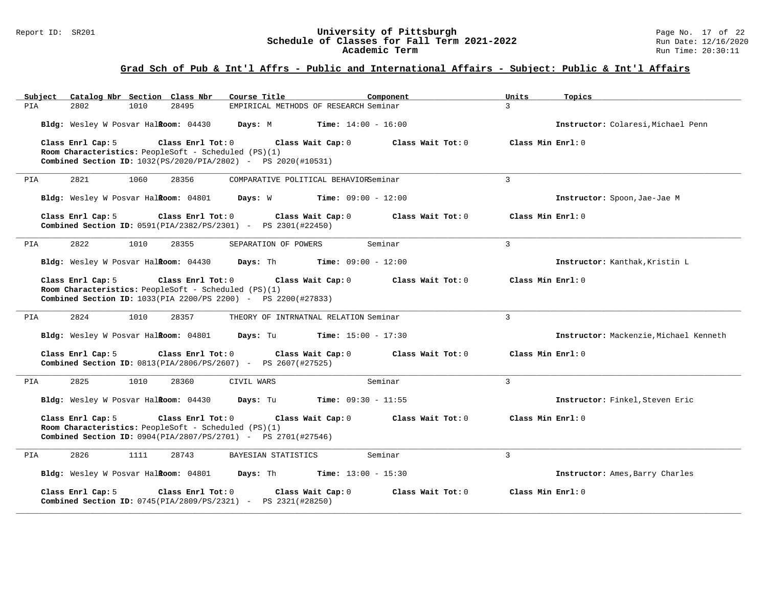## Grad Sch of Pub & Int'l Affrs - Public and International Affairs - Subject: Public & Int'l Affairs

| Subject | Catalog Nbr | Section | Class Nbr | Course Title | Component | Units | Topics |
|---|---|---|---|---|---|---|---|
| PIA | 2802 | 1010 | 28495 | EMPIRICAL METHODS OF RESEARCH | Seminar | 3 | |

**Bldg:** Wesley W Posvar Hall **Room:** 04430 **Days:** M **Time:** 14:00 - 16:00 **Instructor:** Colaresi,Michael Penn

**Class Enrl Cap:** 5 **Class Enrl Tot:** 0 **Class Wait Cap:** 0 **Class Wait Tot:** 0 **Class Min Enrl:** 0
**Room Characteristics:** PeopleSoft - Scheduled (PS)(1)
**Combined Section ID:** 1032(PS/2020/PIA/2802) - PS 2020(#10531)

---

| Subject | Catalog Nbr | Section | Class Nbr | Course Title | Component | Units | Topics |
|---|---|---|---|---|---|---|---|
| PIA | 2821 | 1060 | 28356 | COMPARATIVE POLITICAL BEHAVIOR | Seminar | 3 | |

**Bldg:** Wesley W Posvar Hall **Room:** 04801 **Days:** W **Time:** 09:00 - 12:00 **Instructor:** Spoon,Jae-Jae M

**Class Enrl Cap:** 5 **Class Enrl Tot:** 0 **Class Wait Cap:** 0 **Class Wait Tot:** 0 **Class Min Enrl:** 0
**Combined Section ID:** 0591(PIA/2382/PS/2301) - PS 2301(#22450)

---

| Subject | Catalog Nbr | Section | Class Nbr | Course Title | Component | Units | Topics |
|---|---|---|---|---|---|---|---|
| PIA | 2822 | 1010 | 28355 | SEPARATION OF POWERS | Seminar | 3 | |

**Bldg:** Wesley W Posvar Hall **Room:** 04430 **Days:** Th **Time:** 09:00 - 12:00 **Instructor:** Kanthak,Kristin L

**Class Enrl Cap:** 5 **Class Enrl Tot:** 0 **Class Wait Cap:** 0 **Class Wait Tot:** 0 **Class Min Enrl:** 0
**Room Characteristics:** PeopleSoft - Scheduled (PS)(1)
**Combined Section ID:** 1033(PIA 2200/PS 2200) - PS 2200(#27833)

---

| Subject | Catalog Nbr | Section | Class Nbr | Course Title | Component | Units | Topics |
|---|---|---|---|---|---|---|---|
| PIA | 2824 | 1010 | 28357 | THEORY OF INTRNATNAL RELATION | Seminar | 3 | |

**Bldg:** Wesley W Posvar Hall **Room:** 04801 **Days:** Tu **Time:** 15:00 - 17:30 **Instructor:** Mackenzie,Michael Kenneth

**Class Enrl Cap:** 5 **Class Enrl Tot:** 0 **Class Wait Cap:** 0 **Class Wait Tot:** 0 **Class Min Enrl:** 0
**Combined Section ID:** 0813(PIA/2806/PS/2607) - PS 2607(#27525)

---

| Subject | Catalog Nbr | Section | Class Nbr | Course Title | Component | Units | Topics |
|---|---|---|---|---|---|---|---|
| PIA | 2825 | 1010 | 28360 | CIVIL WARS | Seminar | 3 | |

**Bldg:** Wesley W Posvar Hall **Room:** 04430 **Days:** Tu **Time:** 09:30 - 11:55 **Instructor:** Finkel,Steven Eric

**Class Enrl Cap:** 5 **Class Enrl Tot:** 0 **Class Wait Cap:** 0 **Class Wait Tot:** 0 **Class Min Enrl:** 0
**Room Characteristics:** PeopleSoft - Scheduled (PS)(1)
**Combined Section ID:** 0904(PIA/2807/PS/2701) - PS 2701(#27546)

---

| Subject | Catalog Nbr | Section | Class Nbr | Course Title | Component | Units | Topics |
|---|---|---|---|---|---|---|---|
| PIA | 2826 | 1111 | 28743 | BAYESIAN STATISTICS | Seminar | 3 | |

**Bldg:** Wesley W Posvar Hall **Room:** 04801 **Days:** Th **Time:** 13:00 - 15:30 **Instructor:** Ames,Barry Charles

**Class Enrl Cap:** 5 **Class Enrl Tot:** 0 **Class Wait Cap:** 0 **Class Wait Tot:** 0 **Class Min Enrl:** 0
**Combined Section ID:** 0745(PIA/2809/PS/2321) - PS 2321(#28250)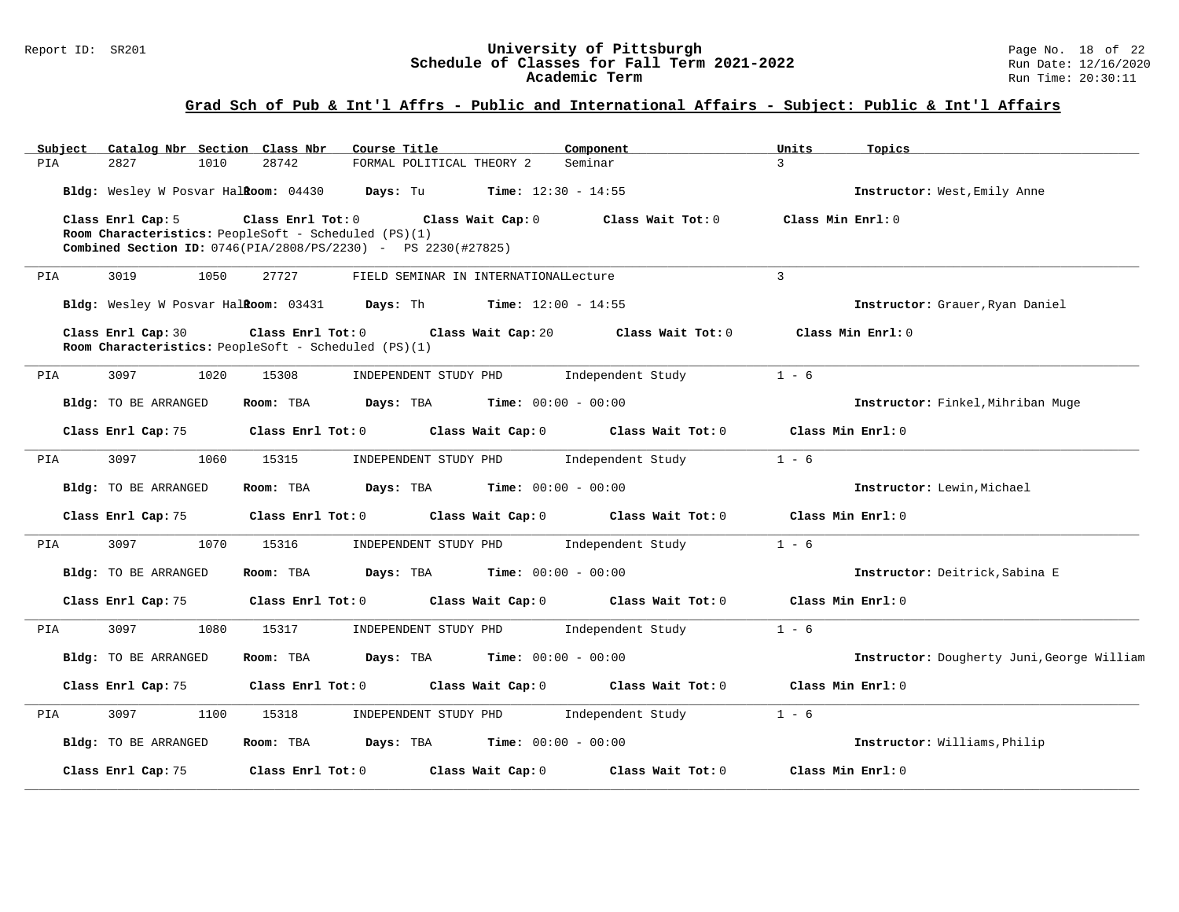## Grad Sch of Pub & Int'l Affrs - Public and International Affairs - Subject: Public & Int'l Affairs

| Subject | Catalog Nbr | Section | Class Nbr | Course Title | Component | Units | Topics |
|---|---|---|---|---|---|---|---|
| PIA | 2827 | 1010 | 28742 | FORMAL POLITICAL THEORY 2 | Seminar | 3 | |

**Bldg:** Wesley W Posvar Hall **Room:** 04430 **Days:** Tu **Time:** 12:30 - 14:55 **Instructor:** West,Emily Anne

**Class Enrl Cap:** 5 **Class Enrl Tot:** 0 **Class Wait Cap:** 0 **Class Wait Tot:** 0 **Class Min Enrl:** 0
**Room Characteristics:** PeopleSoft - Scheduled (PS)(1)
**Combined Section ID:** 0746(PIA/2808/PS/2230) - PS 2230(#27825)

---

| Subject | Catalog Nbr | Section | Class Nbr | Course Title | Component | Units | Topics |
|---|---|---|---|---|---|---|---|
| PIA | 3019 | 1050 | 27727 | FIELD SEMINAR IN INTERNATIONAL | Lecture | 3 | |

**Bldg:** Wesley W Posvar Hall **Room:** 03431 **Days:** Th **Time:** 12:00 - 14:55 **Instructor:** Grauer,Ryan Daniel

**Class Enrl Cap:** 30 **Class Enrl Tot:** 0 **Class Wait Cap:** 20 **Class Wait Tot:** 0 **Class Min Enrl:** 0
**Room Characteristics:** PeopleSoft - Scheduled (PS)(1)

---

| Subject | Catalog Nbr | Section | Class Nbr | Course Title | Component | Units | Topics |
|---|---|---|---|---|---|---|---|
| PIA | 3097 | 1020 | 15308 | INDEPENDENT STUDY PHD | Independent Study | 1 - 6 | |

**Bldg:** TO BE ARRANGED **Room:** TBA **Days:** TBA **Time:** 00:00 - 00:00 **Instructor:** Finkel,Mihriban Muge

**Class Enrl Cap:** 75 **Class Enrl Tot:** 0 **Class Wait Cap:** 0 **Class Wait Tot:** 0 **Class Min Enrl:** 0

---

| Subject | Catalog Nbr | Section | Class Nbr | Course Title | Component | Units | Topics |
|---|---|---|---|---|---|---|---|
| PIA | 3097 | 1060 | 15315 | INDEPENDENT STUDY PHD | Independent Study | 1 - 6 | |

**Bldg:** TO BE ARRANGED **Room:** TBA **Days:** TBA **Time:** 00:00 - 00:00 **Instructor:** Lewin,Michael

**Class Enrl Cap:** 75 **Class Enrl Tot:** 0 **Class Wait Cap:** 0 **Class Wait Tot:** 0 **Class Min Enrl:** 0

---

| Subject | Catalog Nbr | Section | Class Nbr | Course Title | Component | Units | Topics |
|---|---|---|---|---|---|---|---|
| PIA | 3097 | 1070 | 15316 | INDEPENDENT STUDY PHD | Independent Study | 1 - 6 | |

**Bldg:** TO BE ARRANGED **Room:** TBA **Days:** TBA **Time:** 00:00 - 00:00 **Instructor:** Deitrick,Sabina E

**Class Enrl Cap:** 75 **Class Enrl Tot:** 0 **Class Wait Cap:** 0 **Class Wait Tot:** 0 **Class Min Enrl:** 0

---

| Subject | Catalog Nbr | Section | Class Nbr | Course Title | Component | Units | Topics |
|---|---|---|---|---|---|---|---|
| PIA | 3097 | 1080 | 15317 | INDEPENDENT STUDY PHD | Independent Study | 1 - 6 | |

**Bldg:** TO BE ARRANGED **Room:** TBA **Days:** TBA **Time:** 00:00 - 00:00 **Instructor:** Dougherty Juni,George William

**Class Enrl Cap:** 75 **Class Enrl Tot:** 0 **Class Wait Cap:** 0 **Class Wait Tot:** 0 **Class Min Enrl:** 0

---

| Subject | Catalog Nbr | Section | Class Nbr | Course Title | Component | Units | Topics |
|---|---|---|---|---|---|---|---|
| PIA | 3097 | 1100 | 15318 | INDEPENDENT STUDY PHD | Independent Study | 1 - 6 | |

**Bldg:** TO BE ARRANGED **Room:** TBA **Days:** TBA **Time:** 00:00 - 00:00 **Instructor:** Williams,Philip

**Class Enrl Cap:** 75 **Class Enrl Tot:** 0 **Class Wait Cap:** 0 **Class Wait Tot:** 0 **Class Min Enrl:** 0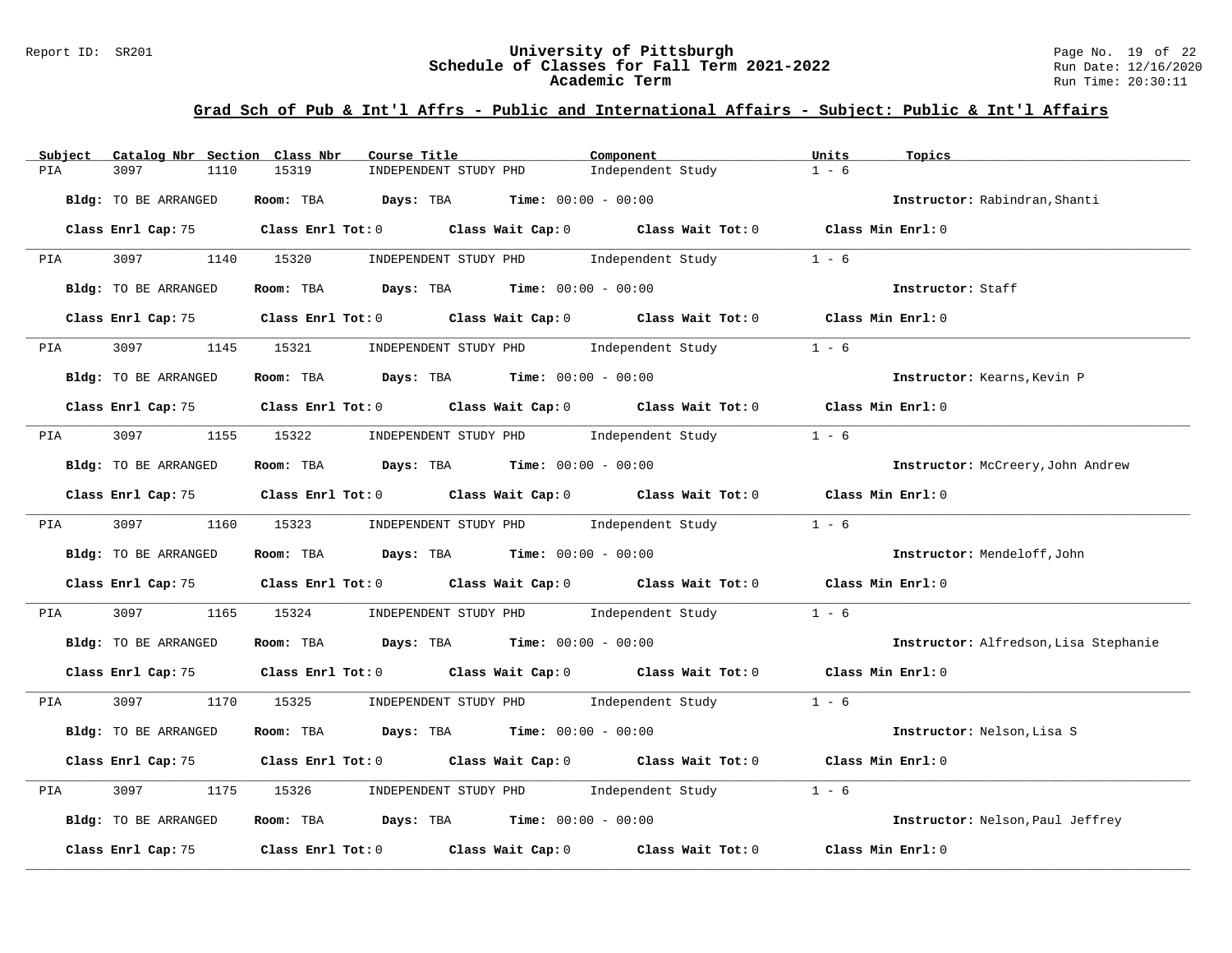## Grad Sch of Pub & Int'l Affrs - Public and International Affairs - Subject: Public & Int'l Affairs

| Subject | Catalog Nbr | Section | Class Nbr | Course Title | Component | Units | Topics |
|---|---|---|---|---|---|---|---|
| PIA | 3097 | 1110 | 15319 | INDEPENDENT STUDY PHD | Independent Study | 1 - 6 | |

**Bldg:** TO BE ARRANGED **Room:** TBA **Days:** TBA **Time:** 00:00 - 00:00 **Instructor:** Rabindran,Shanti

**Class Enrl Cap:** 75 **Class Enrl Tot:** 0 **Class Wait Cap:** 0 **Class Wait Tot:** 0 **Class Min Enrl:** 0

| Subject | Catalog Nbr | Section | Class Nbr | Course Title | Component | Units | Topics |
|---|---|---|---|---|---|---|---|
| PIA | 3097 | 1140 | 15320 | INDEPENDENT STUDY PHD | Independent Study | 1 - 6 | |

**Bldg:** TO BE ARRANGED **Room:** TBA **Days:** TBA **Time:** 00:00 - 00:00 **Instructor:** Staff

**Class Enrl Cap:** 75 **Class Enrl Tot:** 0 **Class Wait Cap:** 0 **Class Wait Tot:** 0 **Class Min Enrl:** 0

| Subject | Catalog Nbr | Section | Class Nbr | Course Title | Component | Units | Topics |
|---|---|---|---|---|---|---|---|
| PIA | 3097 | 1145 | 15321 | INDEPENDENT STUDY PHD | Independent Study | 1 - 6 | |

**Bldg:** TO BE ARRANGED **Room:** TBA **Days:** TBA **Time:** 00:00 - 00:00 **Instructor:** Kearns,Kevin P

**Class Enrl Cap:** 75 **Class Enrl Tot:** 0 **Class Wait Cap:** 0 **Class Wait Tot:** 0 **Class Min Enrl:** 0

| Subject | Catalog Nbr | Section | Class Nbr | Course Title | Component | Units | Topics |
|---|---|---|---|---|---|---|---|
| PIA | 3097 | 1155 | 15322 | INDEPENDENT STUDY PHD | Independent Study | 1 - 6 | |

**Bldg:** TO BE ARRANGED **Room:** TBA **Days:** TBA **Time:** 00:00 - 00:00 **Instructor:** McCreery,John Andrew

**Class Enrl Cap:** 75 **Class Enrl Tot:** 0 **Class Wait Cap:** 0 **Class Wait Tot:** 0 **Class Min Enrl:** 0

| Subject | Catalog Nbr | Section | Class Nbr | Course Title | Component | Units | Topics |
|---|---|---|---|---|---|---|---|
| PIA | 3097 | 1160 | 15323 | INDEPENDENT STUDY PHD | Independent Study | 1 - 6 | |

**Bldg:** TO BE ARRANGED **Room:** TBA **Days:** TBA **Time:** 00:00 - 00:00 **Instructor:** Mendeloff,John

**Class Enrl Cap:** 75 **Class Enrl Tot:** 0 **Class Wait Cap:** 0 **Class Wait Tot:** 0 **Class Min Enrl:** 0

| Subject | Catalog Nbr | Section | Class Nbr | Course Title | Component | Units | Topics |
|---|---|---|---|---|---|---|---|
| PIA | 3097 | 1165 | 15324 | INDEPENDENT STUDY PHD | Independent Study | 1 - 6 | |

**Bldg:** TO BE ARRANGED **Room:** TBA **Days:** TBA **Time:** 00:00 - 00:00 **Instructor:** Alfredson,Lisa Stephanie

**Class Enrl Cap:** 75 **Class Enrl Tot:** 0 **Class Wait Cap:** 0 **Class Wait Tot:** 0 **Class Min Enrl:** 0

| Subject | Catalog Nbr | Section | Class Nbr | Course Title | Component | Units | Topics |
|---|---|---|---|---|---|---|---|
| PIA | 3097 | 1170 | 15325 | INDEPENDENT STUDY PHD | Independent Study | 1 - 6 | |

**Bldg:** TO BE ARRANGED **Room:** TBA **Days:** TBA **Time:** 00:00 - 00:00 **Instructor:** Nelson,Lisa S

**Class Enrl Cap:** 75 **Class Enrl Tot:** 0 **Class Wait Cap:** 0 **Class Wait Tot:** 0 **Class Min Enrl:** 0

| Subject | Catalog Nbr | Section | Class Nbr | Course Title | Component | Units | Topics |
|---|---|---|---|---|---|---|---|
| PIA | 3097 | 1175 | 15326 | INDEPENDENT STUDY PHD | Independent Study | 1 - 6 | |

**Bldg:** TO BE ARRANGED **Room:** TBA **Days:** TBA **Time:** 00:00 - 00:00 **Instructor:** Nelson,Paul Jeffrey

**Class Enrl Cap:** 75 **Class Enrl Tot:** 0 **Class Wait Cap:** 0 **Class Wait Tot:** 0 **Class Min Enrl:** 0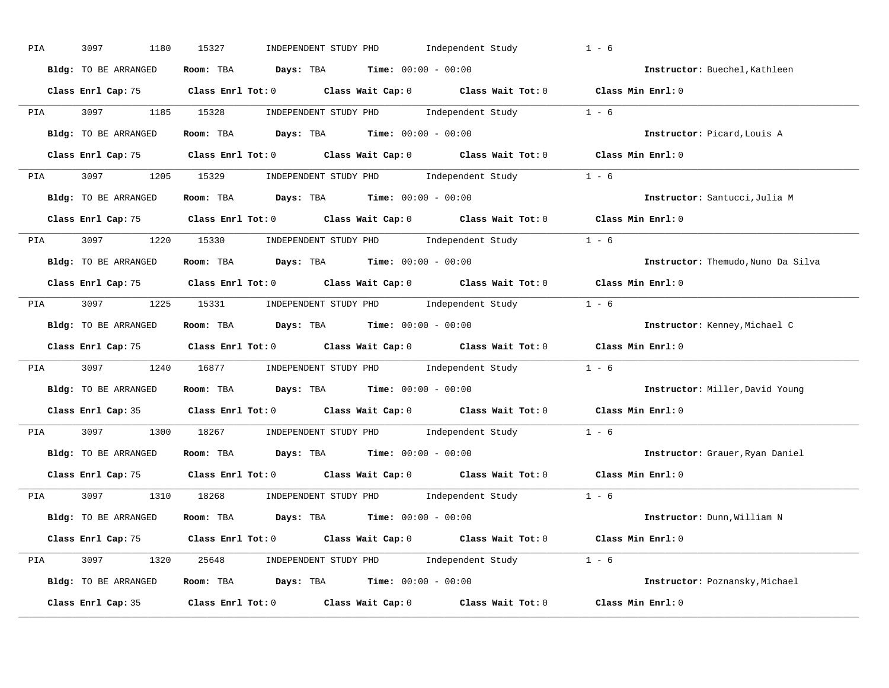PIA 3097 1180 15327 INDEPENDENT STUDY PHD Independent Study 1 - 6

**Bldg:** TO BE ARRANGED **Room:** TBA **Days:** TBA **Time:** 00:00 - 00:00 **Instructor:** Buechel,Kathleen

**Class Enrl Cap:** 75 **Class Enrl Tot:** 0 **Class Wait Cap:** 0 **Class Wait Tot:** 0 **Class Min Enrl:** 0

---

PIA 3097 1185 15328 INDEPENDENT STUDY PHD Independent Study 1 - 6

**Bldg:** TO BE ARRANGED **Room:** TBA **Days:** TBA **Time:** 00:00 - 00:00 **Instructor:** Picard,Louis A

**Class Enrl Cap:** 75 **Class Enrl Tot:** 0 **Class Wait Cap:** 0 **Class Wait Tot:** 0 **Class Min Enrl:** 0

---

PIA 3097 1205 15329 INDEPENDENT STUDY PHD Independent Study 1 - 6

**Bldg:** TO BE ARRANGED **Room:** TBA **Days:** TBA **Time:** 00:00 - 00:00 **Instructor:** Santucci,Julia M

**Class Enrl Cap:** 75 **Class Enrl Tot:** 0 **Class Wait Cap:** 0 **Class Wait Tot:** 0 **Class Min Enrl:** 0

---

PIA 3097 1220 15330 INDEPENDENT STUDY PHD Independent Study 1 - 6

**Bldg:** TO BE ARRANGED **Room:** TBA **Days:** TBA **Time:** 00:00 - 00:00 **Instructor:** Themudo,Nuno Da Silva

**Class Enrl Cap:** 75 **Class Enrl Tot:** 0 **Class Wait Cap:** 0 **Class Wait Tot:** 0 **Class Min Enrl:** 0

---

PIA 3097 1225 15331 INDEPENDENT STUDY PHD Independent Study 1 - 6

**Bldg:** TO BE ARRANGED **Room:** TBA **Days:** TBA **Time:** 00:00 - 00:00 **Instructor:** Kenney,Michael C

**Class Enrl Cap:** 75 **Class Enrl Tot:** 0 **Class Wait Cap:** 0 **Class Wait Tot:** 0 **Class Min Enrl:** 0

---

PIA 3097 1240 16877 INDEPENDENT STUDY PHD Independent Study 1 - 6

**Bldg:** TO BE ARRANGED **Room:** TBA **Days:** TBA **Time:** 00:00 - 00:00 **Instructor:** Miller,David Young

**Class Enrl Cap:** 35 **Class Enrl Tot:** 0 **Class Wait Cap:** 0 **Class Wait Tot:** 0 **Class Min Enrl:** 0

---

PIA 3097 1300 18267 INDEPENDENT STUDY PHD Independent Study 1 - 6

**Bldg:** TO BE ARRANGED **Room:** TBA **Days:** TBA **Time:** 00:00 - 00:00 **Instructor:** Grauer,Ryan Daniel

**Class Enrl Cap:** 75 **Class Enrl Tot:** 0 **Class Wait Cap:** 0 **Class Wait Tot:** 0 **Class Min Enrl:** 0

---

PIA 3097 1310 18268 INDEPENDENT STUDY PHD Independent Study 1 - 6

**Bldg:** TO BE ARRANGED **Room:** TBA **Days:** TBA **Time:** 00:00 - 00:00 **Instructor:** Dunn,William N

**Class Enrl Cap:** 75 **Class Enrl Tot:** 0 **Class Wait Cap:** 0 **Class Wait Tot:** 0 **Class Min Enrl:** 0

---

PIA 3097 1320 25648 INDEPENDENT STUDY PHD Independent Study 1 - 6

**Bldg:** TO BE ARRANGED **Room:** TBA **Days:** TBA **Time:** 00:00 - 00:00 **Instructor:** Poznansky,Michael

**Class Enrl Cap:** 35 **Class Enrl Tot:** 0 **Class Wait Cap:** 0 **Class Wait Tot:** 0 **Class Min Enrl:** 0

---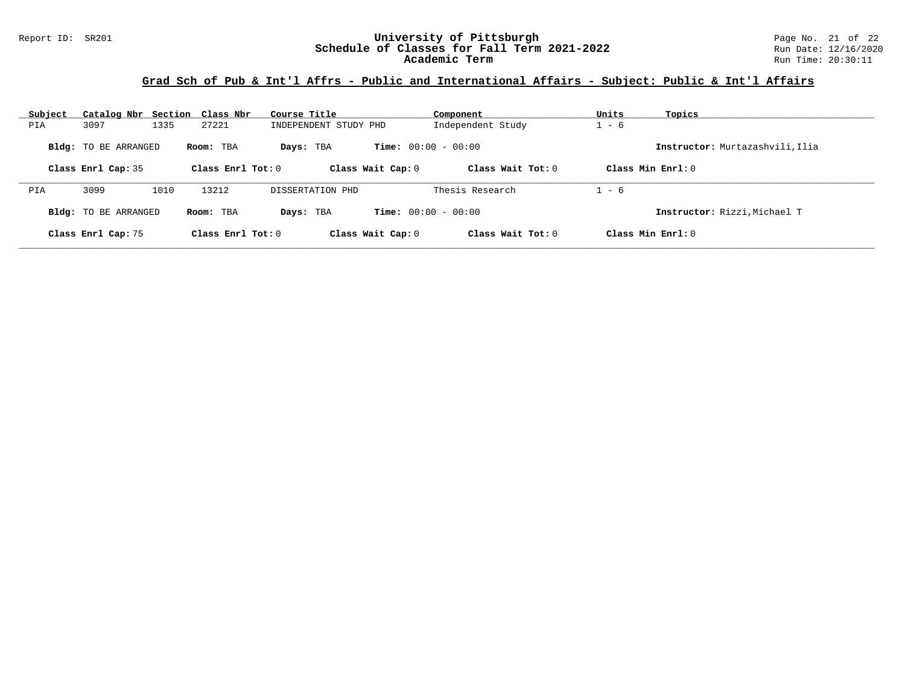## Grad Sch of Pub & Int'l Affrs - Public and International Affairs - Subject: Public & Int'l Affairs

| Subject | Catalog Nbr | Section | Class Nbr | Course Title | Component | Units | Topics |
|---|---|---|---|---|---|---|---|
| PIA | 3097 | 1335 | 27221 | INDEPENDENT STUDY PHD | Independent Study | 1 - 6 | |

**Bldg:** TO BE ARRANGED **Room:** TBA **Days:** TBA **Time:** 00:00 - 00:00 **Instructor:** Murtazashvili,Ilia

**Class Enrl Cap:** 35 **Class Enrl Tot:** 0 **Class Wait Cap:** 0 **Class Wait Tot:** 0 **Class Min Enrl:** 0

| Subject | Catalog Nbr | Section | Class Nbr | Course Title | Component | Units | Topics |
|---|---|---|---|---|---|---|---|
| PIA | 3099 | 1010 | 13212 | DISSERTATION PHD | Thesis Research | 1 - 6 | |

**Bldg:** TO BE ARRANGED **Room:** TBA **Days:** TBA **Time:** 00:00 - 00:00 **Instructor:** Rizzi,Michael T

**Class Enrl Cap:** 75 **Class Enrl Tot:** 0 **Class Wait Cap:** 0 **Class Wait Tot:** 0 **Class Min Enrl:** 0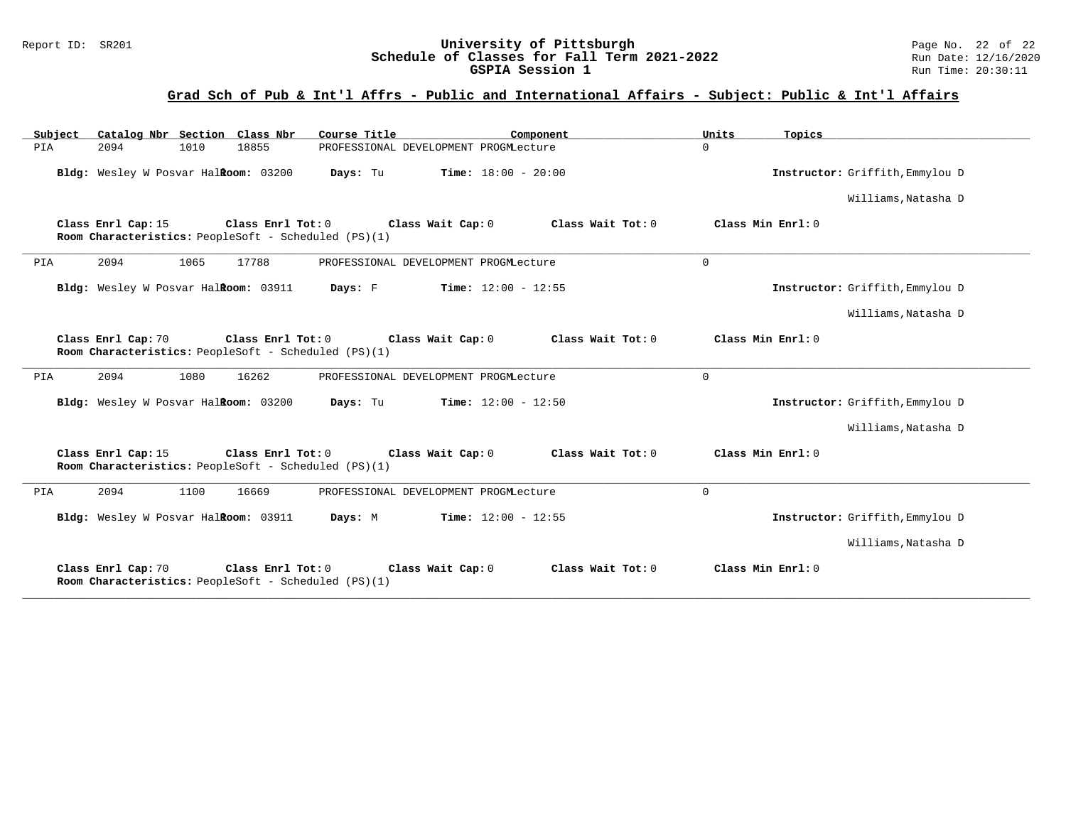## Grad Sch of Pub & Int'l Affrs - Public and International Affairs - Subject: Public & Int'l Affairs

| Subject | Catalog Nbr | Section | Class Nbr | Course Title | Component | Units | Topics |
|---|---|---|---|---|---|---|---|
| PIA | 2094 | 1010 | 18855 | PROFESSIONAL DEVELOPMENT PROGM | Lecture | 0 | |

**Bldg:** Wesley W Posvar Hall **Room:** 03200 **Days:** Tu **Time:** 18:00 - 20:00 **Instructor:** Griffith,Emmylou D

Williams,Natasha D

**Class Enrl Cap:** 15 **Class Enrl Tot:** 0 **Class Wait Cap:** 0 **Class Wait Tot:** 0 **Class Min Enrl:** 0
**Room Characteristics:** PeopleSoft - Scheduled (PS)(1)

---

| Subject | Catalog Nbr | Section | Class Nbr | Course Title | Component | Units | Topics |
|---|---|---|---|---|---|---|---|
| PIA | 2094 | 1065 | 17788 | PROFESSIONAL DEVELOPMENT PROGM | Lecture | 0 | |

**Bldg:** Wesley W Posvar Hall **Room:** 03911 **Days:** F **Time:** 12:00 - 12:55 **Instructor:** Griffith,Emmylou D

Williams,Natasha D

**Class Enrl Cap:** 70 **Class Enrl Tot:** 0 **Class Wait Cap:** 0 **Class Wait Tot:** 0 **Class Min Enrl:** 0
**Room Characteristics:** PeopleSoft - Scheduled (PS)(1)

---

| Subject | Catalog Nbr | Section | Class Nbr | Course Title | Component | Units | Topics |
|---|---|---|---|---|---|---|---|
| PIA | 2094 | 1080 | 16262 | PROFESSIONAL DEVELOPMENT PROGM | Lecture | 0 | |

**Bldg:** Wesley W Posvar Hall **Room:** 03200 **Days:** Tu **Time:** 12:00 - 12:50 **Instructor:** Griffith,Emmylou D

Williams,Natasha D

**Class Enrl Cap:** 15 **Class Enrl Tot:** 0 **Class Wait Cap:** 0 **Class Wait Tot:** 0 **Class Min Enrl:** 0
**Room Characteristics:** PeopleSoft - Scheduled (PS)(1)

---

| Subject | Catalog Nbr | Section | Class Nbr | Course Title | Component | Units | Topics |
|---|---|---|---|---|---|---|---|
| PIA | 2094 | 1100 | 16669 | PROFESSIONAL DEVELOPMENT PROGM | Lecture | 0 | |

**Bldg:** Wesley W Posvar Hall **Room:** 03911 **Days:** M **Time:** 12:00 - 12:55 **Instructor:** Griffith,Emmylou D

Williams,Natasha D

**Class Enrl Cap:** 70 **Class Enrl Tot:** 0 **Class Wait Cap:** 0 **Class Wait Tot:** 0 **Class Min Enrl:** 0
**Room Characteristics:** PeopleSoft - Scheduled (PS)(1)